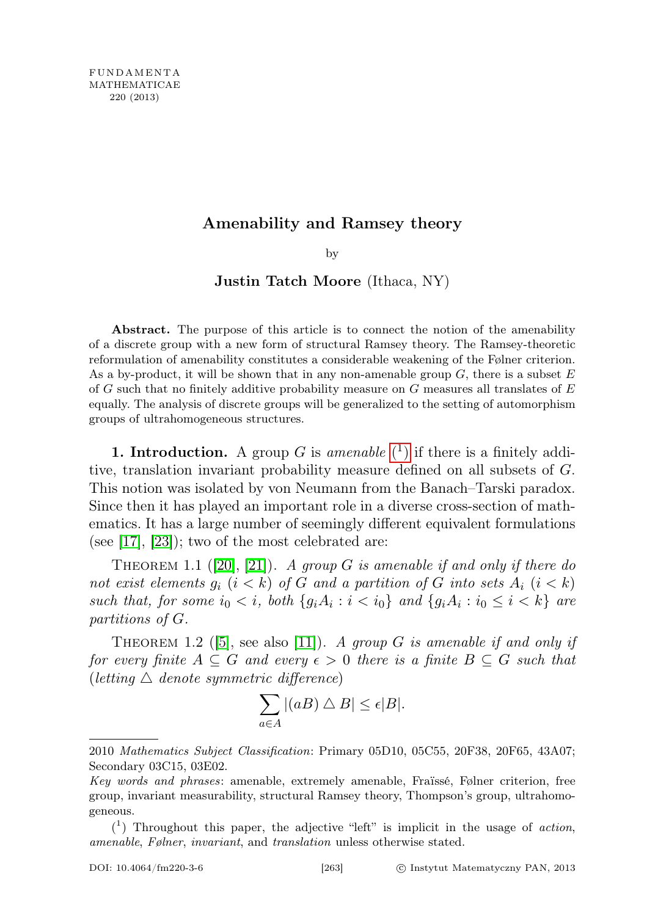FUNDAMENTA MATHEMATICAE 220 (2013)

# Amenability and Ramsey theory

by

**Justin Tatch Moore** (Ithaca, NY)

**Abstract.** The purpose of this article is to connect the notion of the amenability of a discrete group with a new form of structural Ramsey theory. The Ramsey-theoretic reformulation of amenability constitutes a considerable weakening of the Følner criterion. As a by-product, it will be shown that in any non-amenable group $G$, there is a subset $E$ of $G$ such that no finitely additive probability measure on $G$ measures all translates of $E$ equally. The analysis of discrete groups will be generalized to the setting of automorphism groups of ultrahomogeneous structures.

**1. Introduction.** A group $G$ is *amenable* (1) if there is a finitely additive, translation invariant probability measure defined on all subsets of $G$. This notion was isolated by von Neumann from the Banach–Tarski paradox. Since then it has played an important role in a diverse cross-section of mathematics. It has a large number of seemingly different equivalent formulations (see [17], [23]); two of the most celebrated are:

Theorem 1.1 ([20], [21]). *A group $G$ is amenable if and only if there do not exist elements $g_i$ $(i < k)$ of $G$ and a partition of $G$ into sets $A_i$ $(i < k)$ such that, for some $i_0 < i$, both $\{g_i A_i : i < i_0\}$ and $\{g_i A_i : i_0 \leq i < k\}$ are partitions of $G$.*

Theorem 1.2 ([5], see also [11]). *A group $G$ is amenable if and only if for every finite $A \subseteq G$ and every $\epsilon > 0$ there is a finite $B \subseteq G$ such that (letting $\triangle$ denote symmetric difference)*

$$\sum_{a \in A} |(aB) \triangle B| \leq \epsilon |B|.$$

2010 *Mathematics Subject Classification*: Primary 05D10, 05C55, 20F38, 20F65, 43A07; Secondary 03C15, 03E02.

*Key words and phrases*: amenable, extremely amenable, Fraïssé, Følner criterion, free group, invariant measurability, structural Ramsey theory, Thompson's group, ultrahomogeneous.

(1) Throughout this paper, the adjective "left" is implicit in the usage of *action*, *amenable*, *Følner*, *invariant*, and *translation* unless otherwise stated.

DOI: 10.4064/fm220-3-6 [263] © Instytut Matematyczny PAN, 2013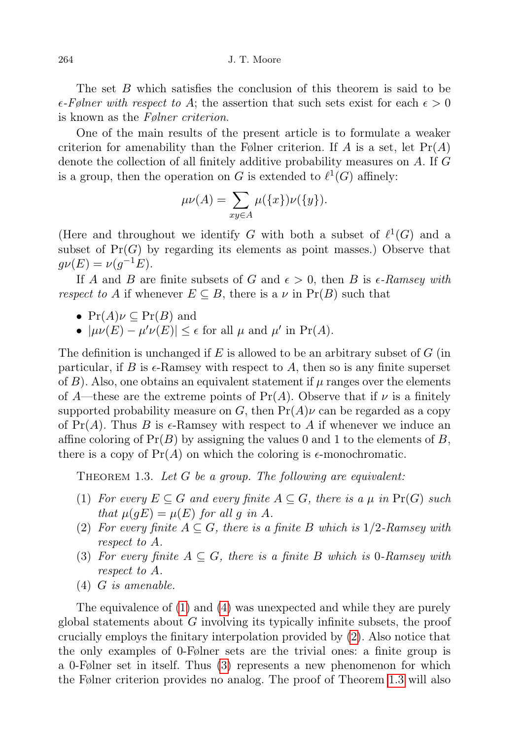The set $B$ which satisfies the conclusion of this theorem is said to be *$\epsilon$-Følner with respect to* $A$; the assertion that such sets exist for each $\epsilon > 0$ is known as the *Følner criterion*.

One of the main results of the present article is to formulate a weaker criterion for amenability than the Følner criterion. If $A$ is a set, let $\Pr(A)$ denote the collection of all finitely additive probability measures on $A$. If $G$ is a group, then the operation on $G$ is extended to $\ell^1(G)$ affinely:

$$\mu\nu(A) = \sum_{xy \in A} \mu(\{x\})\nu(\{y\}).$$

(Here and throughout we identify $G$ with both a subset of $\ell^1(G)$ and a subset of $\Pr(G)$ by regarding its elements as point masses.) Observe that $g\nu(E) = \nu(g^{-1}E)$.

If $A$ and $B$ are finite subsets of $G$ and $\epsilon > 0$, then $B$ is *$\epsilon$-Ramsey with respect to* $A$ if whenever $E \subseteq B$, there is a $\nu$ in $\Pr(B)$ such that

- $\Pr(A)\nu \subseteq \Pr(B)$ and
- $|\mu\nu(E) - \mu'\nu(E)| \leq \epsilon$ for all $\mu$ and $\mu'$ in $\Pr(A)$.

The definition is unchanged if $E$ is allowed to be an arbitrary subset of $G$ (in particular, if $B$ is $\epsilon$-Ramsey with respect to $A$, then so is any finite superset of $B$). Also, one obtains an equivalent statement if $\mu$ ranges over the elements of $A$—these are the extreme points of $\Pr(A)$. Observe that if $\nu$ is a finitely supported probability measure on $G$, then $\Pr(A)\nu$ can be regarded as a copy of $\Pr(A)$. Thus $B$ is $\epsilon$-Ramsey with respect to $A$ if whenever we induce an affine coloring of $\Pr(B)$ by assigning the values 0 and 1 to the elements of $B$, there is a copy of $\Pr(A)$ on which the coloring is $\epsilon$-monochromatic.

Theorem 1.3. *Let $G$ be a group. The following are equivalent:*

1. *For every $E \subseteq G$ and every finite $A \subseteq G$, there is a $\mu$ in $\Pr(G)$ such that $\mu(gE) = \mu(E)$ for all $g$ in $A$.*
2. *For every finite $A \subseteq G$, there is a finite $B$ which is $1/2$-Ramsey with respect to $A$.*
3. *For every finite $A \subseteq G$, there is a finite $B$ which is $0$-Ramsey with respect to $A$.*
4. *$G$ is amenable.*

The equivalence of (1) and (4) was unexpected and while they are purely global statements about $G$ involving its typically infinite subsets, the proof crucially employs the finitary interpolation provided by (2). Also notice that the only examples of 0-Følner sets are the trivial ones: a finite group is a 0-Følner set in itself. Thus (3) represents a new phenomenon for which the Følner criterion provides no analog. The proof of Theorem 1.3 will also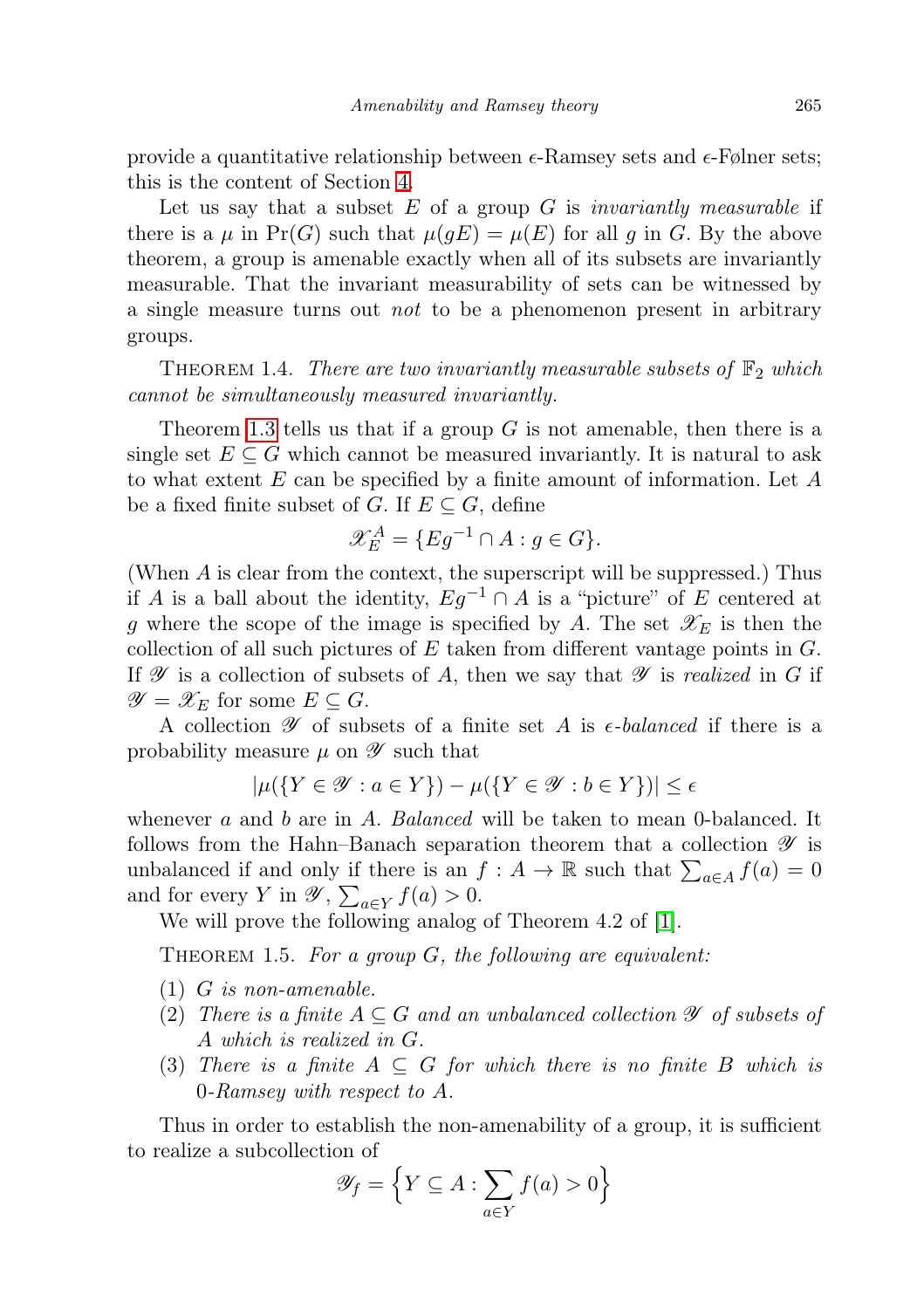provide a quantitative relationship between $\epsilon$-Ramsey sets and $\epsilon$-Følner sets; this is the content of Section 4.

Let us say that a subset $E$ of a group $G$ is *invariantly measurable* if there is a $\mu$ in $\Pr(G)$ such that $\mu(gE) = \mu(E)$ for all $g$ in $G$. By the above theorem, a group is amenable exactly when all of its subsets are invariantly measurable. That the invariant measurability of sets can be witnessed by a single measure turns out *not* to be a phenomenon present in arbitrary groups.

THEOREM 1.4. *There are two invariantly measurable subsets of $\mathbb{F}_2$ which cannot be simultaneously measured invariantly.*

Theorem 1.3 tells us that if a group $G$ is not amenable, then there is a single set $E \subseteq G$ which cannot be measured invariantly. It is natural to ask to what extent $E$ can be specified by a finite amount of information. Let $A$ be a fixed finite subset of $G$. If $E \subseteq G$, define

$$\mathscr{X}_E^A = \{Eg^{-1} \cap A : g \in G\}.$$

(When $A$ is clear from the context, the superscript will be suppressed.) Thus if $A$ is a ball about the identity, $Eg^{-1} \cap A$ is a "picture" of $E$ centered at $g$ where the scope of the image is specified by $A$. The set $\mathscr{X}_E$ is then the collection of all such pictures of $E$ taken from different vantage points in $G$. If $\mathscr{Y}$ is a collection of subsets of $A$, then we say that $\mathscr{Y}$ is *realized* in $G$ if $\mathscr{Y} = \mathscr{X}_E$ for some $E \subseteq G$.

A collection $\mathscr{Y}$ of subsets of a finite set $A$ is *$\epsilon$-balanced* if there is a probability measure $\mu$ on $\mathscr{Y}$ such that

$$|\mu(\{Y \in \mathscr{Y} : a \in Y\}) - \mu(\{Y \in \mathscr{Y} : b \in Y\})| \leq \epsilon$$

whenever $a$ and $b$ are in $A$. *Balanced* will be taken to mean 0-balanced. It follows from the Hahn–Banach separation theorem that a collection $\mathscr{Y}$ is unbalanced if and only if there is an $f : A \to \mathbb{R}$ such that $\sum_{a\in A} f(a) = 0$ and for every $Y$ in $\mathscr{Y}$, $\sum_{a\in Y} f(a) > 0$.

We will prove the following analog of Theorem 4.2 of [1].

THEOREM 1.5. *For a group $G$, the following are equivalent:*

1. *$G$ is non-amenable.*
2. *There is a finite $A \subseteq G$ and an unbalanced collection $\mathscr{Y}$ of subsets of $A$ which is realized in $G$.*
3. *There is a finite $A \subseteq G$ for which there is no finite $B$ which is 0-Ramsey with respect to $A$.*

Thus in order to establish the non-amenability of a group, it is sufficient to realize a subcollection of

$$\mathscr{Y}_f = \Big\{Y \subseteq A : \sum_{a\in Y} f(a) > 0\Big\}$$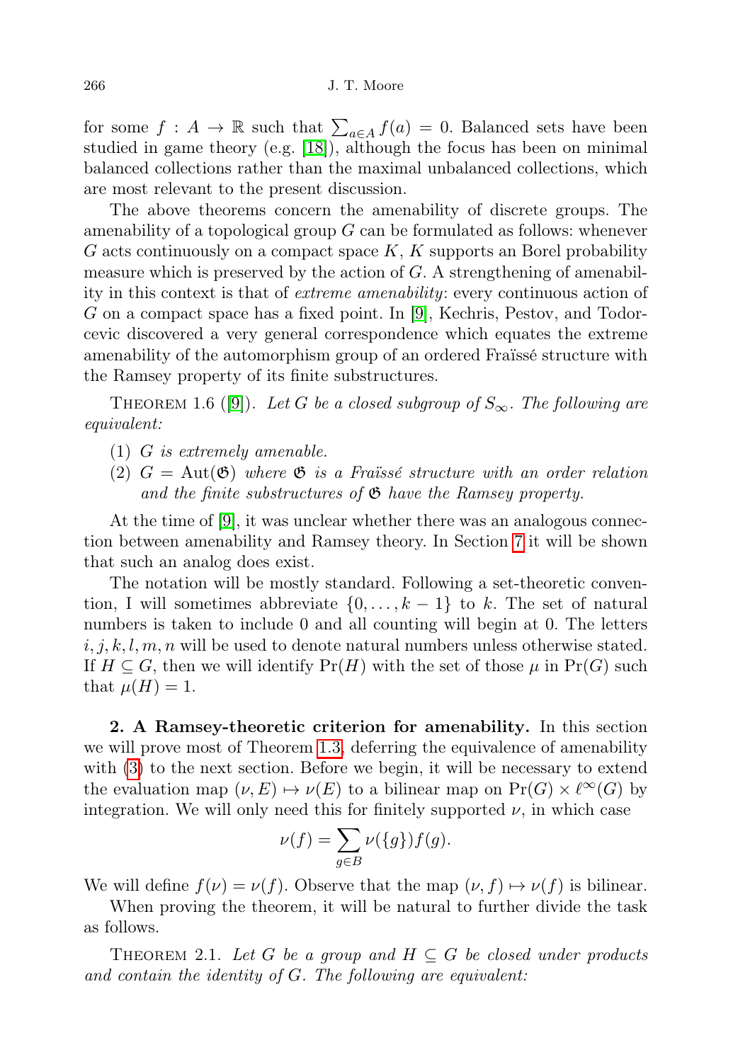for some $f : A \to \mathbb{R}$ such that $\sum_{a \in A} f(a) = 0$. Balanced sets have been studied in game theory (e.g. [18]), although the focus has been on minimal balanced collections rather than the maximal unbalanced collections, which are most relevant to the present discussion.

The above theorems concern the amenability of discrete groups. The amenability of a topological group $G$ can be formulated as follows: whenever $G$ acts continuously on a compact space $K$, $K$ supports an Borel probability measure which is preserved by the action of $G$. A strengthening of amenability in this context is that of *extreme amenability*: every continuous action of $G$ on a compact space has a fixed point. In [9], Kechris, Pestov, and Todorcevic discovered a very general correspondence which equates the extreme amenability of the automorphism group of an ordered Fraïssé structure with the Ramsey property of its finite substructures.

THEOREM 1.6 ([9]). *Let $G$ be a closed subgroup of $S_\infty$. The following are equivalent:*

1. *$G$ is extremely amenable.*
2. *$G = \mathrm{Aut}(\mathfrak{G})$ where $\mathfrak{G}$ is a Fraïssé structure with an order relation and the finite substructures of $\mathfrak{G}$ have the Ramsey property.*

At the time of [9], it was unclear whether there was an analogous connection between amenability and Ramsey theory. In Section 7 it will be shown that such an analog does exist.

The notation will be mostly standard. Following a set-theoretic convention, I will sometimes abbreviate $\{0, \dots, k-1\}$ to $k$. The set of natural numbers is taken to include 0 and all counting will begin at 0. The letters $i, j, k, l, m, n$ will be used to denote natural numbers unless otherwise stated. If $H \subseteq G$, then we will identify $\mathrm{Pr}(H)$ with the set of those $\mu$ in $\mathrm{Pr}(G)$ such that $\mu(H) = 1$.

**2. A Ramsey-theoretic criterion for amenability.** In this section we will prove most of Theorem 1.3, deferring the equivalence of amenability with (3) to the next section. Before we begin, it will be necessary to extend the evaluation map $(\nu, E) \mapsto \nu(E)$ to a bilinear map on $\mathrm{Pr}(G) \times \ell^\infty(G)$ by integration. We will only need this for finitely supported $\nu$, in which case

$$\nu(f) = \sum_{g \in B} \nu(\{g\}) f(g).$$

We will define $f(\nu) = \nu(f)$. Observe that the map $(\nu, f) \mapsto \nu(f)$ is bilinear.

When proving the theorem, it will be natural to further divide the task as follows.

THEOREM 2.1. *Let $G$ be a group and $H \subseteq G$ be closed under products and contain the identity of $G$. The following are equivalent:*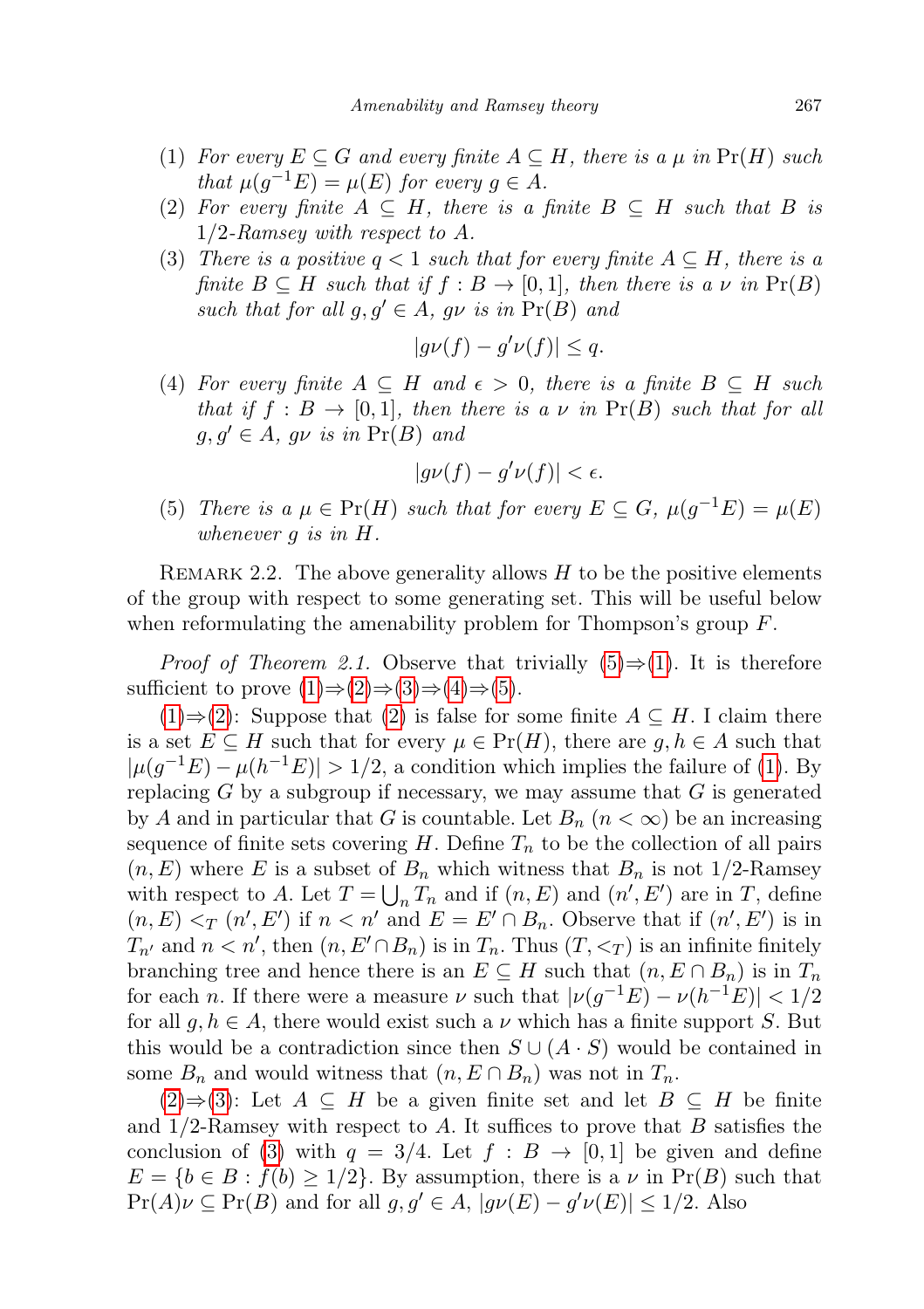(1) *For every $E \subseteq G$ and every finite $A \subseteq H$, there is a $\mu$ in $\Pr(H)$ such that $\mu(g^{-1}E) = \mu(E)$ for every $g \in A$.*

(2) *For every finite $A \subseteq H$, there is a finite $B \subseteq H$ such that $B$ is $1/2$-Ramsey with respect to $A$.*

(3) *There is a positive $q < 1$ such that for every finite $A \subseteq H$, there is a finite $B \subseteq H$ such that if $f : B \to [0,1]$, then there is a $\nu$ in $\Pr(B)$ such that for all $g, g' \in A$, $g\nu$ is in $\Pr(B)$ and*

$$|g\nu(f) - g'\nu(f)| \leq q.$$

(4) *For every finite $A \subseteq H$ and $\epsilon > 0$, there is a finite $B \subseteq H$ such that if $f : B \to [0,1]$, then there is a $\nu$ in $\Pr(B)$ such that for all $g, g' \in A$, $g\nu$ is in $\Pr(B)$ and*

$$|g\nu(f) - g'\nu(f)| < \epsilon.$$

(5) *There is a $\mu \in \Pr(H)$ such that for every $E \subseteq G$, $\mu(g^{-1}E) = \mu(E)$ whenever $g$ is in $H$.*

Remark 2.2. The above generality allows $H$ to be the positive elements of the group with respect to some generating set. This will be useful below when reformulating the amenability problem for Thompson's group $F$.

*Proof of Theorem 2.1.* Observe that trivially (5)⇒(1). It is therefore sufficient to prove (1)⇒(2)⇒(3)⇒(4)⇒(5).

(1)⇒(2): Suppose that (2) is false for some finite $A \subseteq H$. I claim there is a set $E \subseteq H$ such that for every $\mu \in \Pr(H)$, there are $g, h \in A$ such that $|\mu(g^{-1}E) - \mu(h^{-1}E)| > 1/2$, a condition which implies the failure of (1). By replacing $G$ by a subgroup if necessary, we may assume that $G$ is generated by $A$ and in particular that $G$ is countable. Let $B_n$ ($n < \infty$) be an increasing sequence of finite sets covering $H$. Define $T_n$ to be the collection of all pairs $(n, E)$ where $E$ is a subset of $B_n$ which witness that $B_n$ is not $1/2$-Ramsey with respect to $A$. Let $T = \bigcup_n T_n$ and if $(n, E)$ and $(n', E')$ are in $T$, define $(n, E) <_T (n', E')$ if $n < n'$ and $E = E' \cap B_n$. Observe that if $(n', E')$ is in $T_{n'}$ and $n < n'$, then $(n, E' \cap B_n)$ is in $T_n$. Thus $(T, <_T)$ is an infinite finitely branching tree and hence there is an $E \subseteq H$ such that $(n, E \cap B_n)$ is in $T_n$ for each $n$. If there were a measure $\nu$ such that $|\nu(g^{-1}E) - \nu(h^{-1}E)| < 1/2$ for all $g, h \in A$, there would exist such a $\nu$ which has a finite support $S$. But this would be a contradiction since then $S \cup (A \cdot S)$ would be contained in some $B_n$ and would witness that $(n, E \cap B_n)$ was not in $T_n$.

(2)⇒(3): Let $A \subseteq H$ be a given finite set and let $B \subseteq H$ be finite and $1/2$-Ramsey with respect to $A$. It suffices to prove that $B$ satisfies the conclusion of (3) with $q = 3/4$. Let $f : B \to [0,1]$ be given and define $E = \{b \in B : f(b) \geq 1/2\}$. By assumption, there is a $\nu$ in $\Pr(B)$ such that $\Pr(A)\nu \subseteq \Pr(B)$ and for all $g, g' \in A$, $|g\nu(E) - g'\nu(E)| \leq 1/2$. Also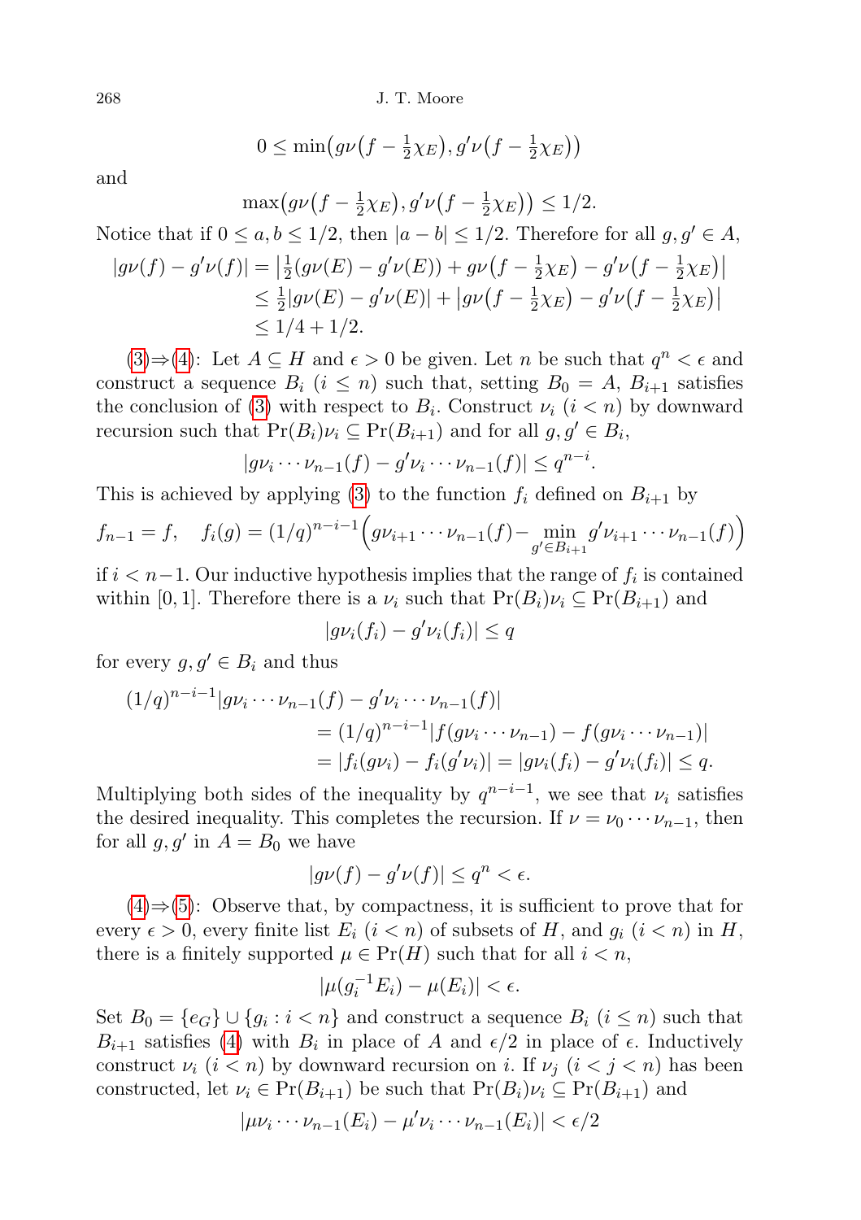$$0 \leq \min\big(g\nu\big(f - \tfrac{1}{2}\chi_E\big), g'\nu\big(f - \tfrac{1}{2}\chi_E\big)\big)$$

and

$$\max\big(g\nu\big(f - \tfrac{1}{2}\chi_E\big), g'\nu\big(f - \tfrac{1}{2}\chi_E\big)\big) \leq 1/2.$$

Notice that if $0 \leq a, b \leq 1/2$, then $|a - b| \leq 1/2$. Therefore for all $g, g' \in A$,

$$\begin{aligned}
|g\nu(f) - g'\nu(f)| &= \big|\tfrac{1}{2}(g\nu(E) - g'\nu(E)) + g\nu\big(f - \tfrac{1}{2}\chi_E\big) - g'\nu\big(f - \tfrac{1}{2}\chi_E\big)\big| \\
&\leq \tfrac{1}{2}|g\nu(E) - g'\nu(E)| + \big|g\nu\big(f - \tfrac{1}{2}\chi_E\big) - g'\nu\big(f - \tfrac{1}{2}\chi_E\big)\big| \\
&\leq 1/4 + 1/2.
\end{aligned}$$

(3)⇒(4): Let $A \subseteq H$ and $\epsilon > 0$ be given. Let $n$ be such that $q^n < \epsilon$ and construct a sequence $B_i$ $(i \leq n)$ such that, setting $B_0 = A$, $B_{i+1}$ satisfies the conclusion of (3) with respect to $B_i$. Construct $\nu_i$ $(i < n)$ by downward recursion such that $\Pr(B_i)\nu_i \subseteq \Pr(B_{i+1})$ and for all $g, g' \in B_i$,

$$|g\nu_i \cdots \nu_{n-1}(f) - g'\nu_i \cdots \nu_{n-1}(f)| \leq q^{n-i}.$$

This is achieved by applying (3) to the function $f_i$ defined on $B_{i+1}$ by

$$f_{n-1} = f, \quad f_i(g) = (1/q)^{n-i-1}\Big(g\nu_{i+1} \cdots \nu_{n-1}(f) - \min_{g' \in B_{i+1}} g'\nu_{i+1} \cdots \nu_{n-1}(f)\Big)$$

if $i < n-1$. Our inductive hypothesis implies that the range of $f_i$ is contained within $[0, 1]$. Therefore there is a $\nu_i$ such that $\Pr(B_i)\nu_i \subseteq \Pr(B_{i+1})$ and

$$|g\nu_i(f_i) - g'\nu_i(f_i)| \leq q$$

for every $g, g' \in B_i$ and thus

$$\begin{aligned}
(1/q)^{n-i-1}&|g\nu_i \cdots \nu_{n-1}(f) - g'\nu_i \cdots \nu_{n-1}(f)| \\
&= (1/q)^{n-i-1}|f(g\nu_i \cdots \nu_{n-1}) - f(g\nu_i \cdots \nu_{n-1})| \\
&= |f_i(g\nu_i) - f_i(g'\nu_i)| = |g\nu_i(f_i) - g'\nu_i(f_i)| \leq q.
\end{aligned}$$

Multiplying both sides of the inequality by $q^{n-i-1}$, we see that $\nu_i$ satisfies the desired inequality. This completes the recursion. If $\nu = \nu_0 \cdots \nu_{n-1}$, then for all $g, g'$ in $A = B_0$ we have

$$|g\nu(f) - g'\nu(f)| \leq q^n < \epsilon.$$

(4)⇒(5): Observe that, by compactness, it is sufficient to prove that for every $\epsilon > 0$, every finite list $E_i$ $(i < n)$ of subsets of $H$, and $g_i$ $(i < n)$ in $H$, there is a finitely supported $\mu \in \Pr(H)$ such that for all $i < n$,

$$|\mu(g_i^{-1}E_i) - \mu(E_i)| < \epsilon.$$

Set $B_0 = \{e_G\} \cup \{g_i : i < n\}$ and construct a sequence $B_i$ $(i \leq n)$ such that $B_{i+1}$ satisfies (4) with $B_i$ in place of $A$ and $\epsilon/2$ in place of $\epsilon$. Inductively construct $\nu_i$ $(i < n)$ by downward recursion on $i$. If $\nu_j$ $(i < j < n)$ has been constructed, let $\nu_i \in \Pr(B_{i+1})$ be such that $\Pr(B_i)\nu_i \subseteq \Pr(B_{i+1})$ and

$$|\mu\nu_i \cdots \nu_{n-1}(E_i) - \mu'\nu_i \cdots \nu_{n-1}(E_i)| < \epsilon/2$$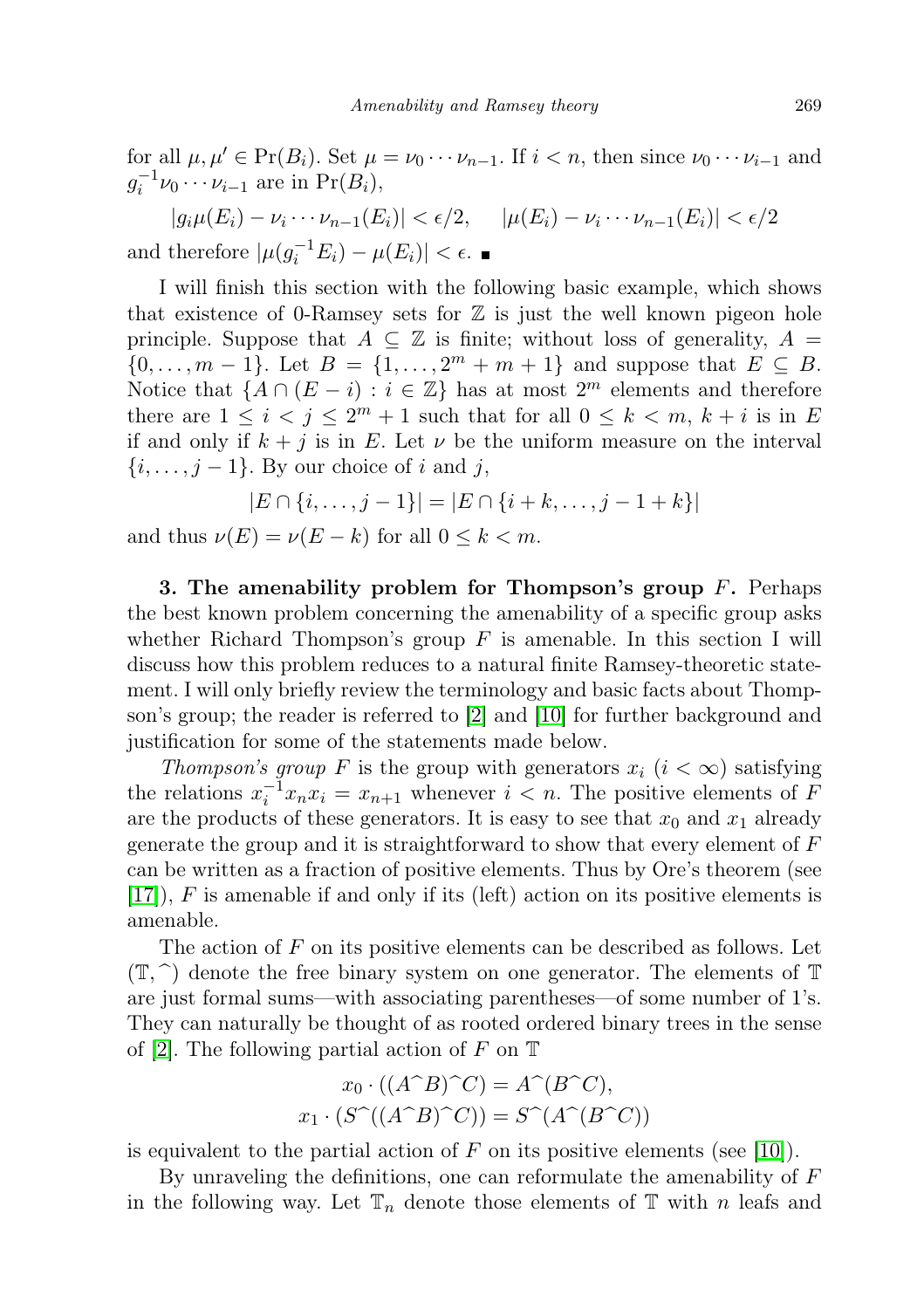for all $\mu, \mu' \in \Pr(B_i)$. Set $\mu = \nu_0 \cdots \nu_{n-1}$. If $i < n$, then since $\nu_0 \cdots \nu_{i-1}$ and $g_i^{-1}\nu_0 \cdots \nu_{i-1}$ are in $\Pr(B_i)$,

$$|g_i\mu(E_i) - \nu_i \cdots \nu_{n-1}(E_i)| < \epsilon/2, \quad |\mu(E_i) - \nu_i \cdots \nu_{n-1}(E_i)| < \epsilon/2$$

and therefore $|\mu(g_i^{-1}E_i) - \mu(E_i)| < \epsilon$. ∎

I will finish this section with the following basic example, which shows that existence of 0-Ramsey sets for $\mathbb{Z}$ is just the well known pigeon hole principle. Suppose that $A \subseteq \mathbb{Z}$ is finite; without loss of generality, $A = \{0, \ldots, m-1\}$. Let $B = \{1, \ldots, 2^m + m + 1\}$ and suppose that $E \subseteq B$. Notice that $\{A \cap (E - i) : i \in \mathbb{Z}\}$ has at most $2^m$ elements and therefore there are $1 \leq i < j \leq 2^m + 1$ such that for all $0 \leq k < m$, $k + i$ is in $E$ if and only if $k + j$ is in $E$. Let $\nu$ be the uniform measure on the interval $\{i, \ldots, j-1\}$. By our choice of $i$ and $j$,

$$|E \cap \{i, \ldots, j-1\}| = |E \cap \{i + k, \ldots, j - 1 + k\}|$$

and thus $\nu(E) = \nu(E - k)$ for all $0 \leq k < m$.

## 3. The amenability problem for Thompson's group $F$.

Perhaps the best known problem concerning the amenability of a specific group asks whether Richard Thompson's group $F$ is amenable. In this section I will discuss how this problem reduces to a natural finite Ramsey-theoretic statement. I will only briefly review the terminology and basic facts about Thompson's group; the reader is referred to [2] and [10] for further background and justification for some of the statements made below.

*Thompson's group* $F$ is the group with generators $x_i$ ($i < \infty$) satisfying the relations $x_i^{-1}x_nx_i = x_{n+1}$ whenever $i < n$. The positive elements of $F$ are the products of these generators. It is easy to see that $x_0$ and $x_1$ already generate the group and it is straightforward to show that every element of $F$ can be written as a fraction of positive elements. Thus by Ore's theorem (see [17]), $F$ is amenable if and only if its (left) action on its positive elements is amenable.

The action of $F$ on its positive elements can be described as follows. Let $(\mathbb{T}, {}^\frown)$ denote the free binary system on one generator. The elements of $\mathbb{T}$ are just formal sums—with associating parentheses—of some number of 1's. They can naturally be thought of as rooted ordered binary trees in the sense of [2]. The following partial action of $F$ on $\mathbb{T}$

$$x_0 \cdot ((A^\frown B)^\frown C) = A^\frown(B^\frown C),$$
$$x_1 \cdot (S^\frown((A^\frown B)^\frown C)) = S^\frown(A^\frown(B^\frown C))$$

is equivalent to the partial action of $F$ on its positive elements (see [10]).

By unraveling the definitions, one can reformulate the amenability of $F$ in the following way. Let $\mathbb{T}_n$ denote those elements of $\mathbb{T}$ with $n$ leafs and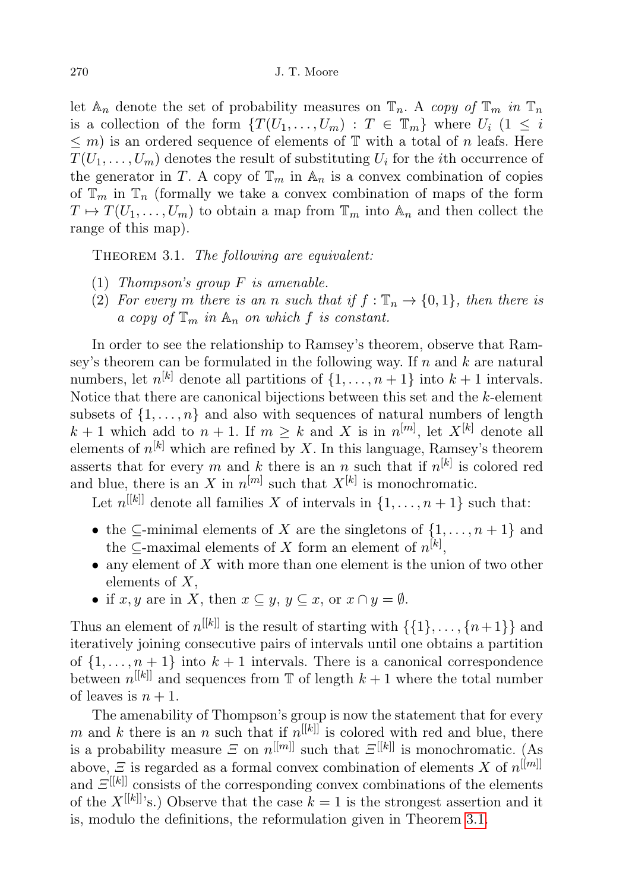let $\mathbb{A}_n$ denote the set of probability measures on $\mathbb{T}_n$. A *copy of* $\mathbb{T}_m$ *in* $\mathbb{T}_n$ is a collection of the form $\{T(U_1, \ldots, U_m) : T \in \mathbb{T}_m\}$ where $U_i$ $(1 \leq i \leq m)$ is an ordered sequence of elements of $\mathbb{T}$ with a total of $n$ leafs. Here $T(U_1, \ldots, U_m)$ denotes the result of substituting $U_i$ for the $i$th occurrence of the generator in $T$. A copy of $\mathbb{T}_m$ in $\mathbb{A}_n$ is a convex combination of copies of $\mathbb{T}_m$ in $\mathbb{T}_n$ (formally we take a convex combination of maps of the form $T \mapsto T(U_1, \ldots, U_m)$ to obtain a map from $\mathbb{T}_m$ into $\mathbb{A}_n$ and then collect the range of this map).

Theorem 3.1. *The following are equivalent:*

1. *Thompson's group $F$ is amenable.*
2. *For every $m$ there is an $n$ such that if $f : \mathbb{T}_n \to \{0, 1\}$, then there is a copy of $\mathbb{T}_m$ in $\mathbb{A}_n$ on which $f$ is constant.*

In order to see the relationship to Ramsey's theorem, observe that Ramsey's theorem can be formulated in the following way. If $n$ and $k$ are natural numbers, let $n^{[k]}$ denote all partitions of $\{1, \ldots, n+1\}$ into $k+1$ intervals. Notice that there are canonical bijections between this set and the $k$-element subsets of $\{1, \ldots, n\}$ and also with sequences of natural numbers of length $k+1$ which add to $n+1$. If $m \geq k$ and $X$ is in $n^{[m]}$, let $X^{[k]}$ denote all elements of $n^{[k]}$ which are refined by $X$. In this language, Ramsey's theorem asserts that for every $m$ and $k$ there is an $n$ such that if $n^{[k]}$ is colored red and blue, there is an $X$ in $n^{[m]}$ such that $X^{[k]}$ is monochromatic.

Let $n^{[[k]]}$ denote all families $X$ of intervals in $\{1, \ldots, n+1\}$ such that:

- the $\subseteq$-minimal elements of $X$ are the singletons of $\{1, \ldots, n+1\}$ and the $\subseteq$-maximal elements of $X$ form an element of $n^{[k]}$,
- any element of $X$ with more than one element is the union of two other elements of $X$,
- if $x, y$ are in $X$, then $x \subseteq y$, $y \subseteq x$, or $x \cap y = \emptyset$.

Thus an element of $n^{[[k]]}$ is the result of starting with $\{\{1\}, \ldots, \{n+1\}\}$ and iteratively joining consecutive pairs of intervals until one obtains a partition of $\{1, \ldots, n+1\}$ into $k+1$ intervals. There is a canonical correspondence between $n^{[[k]]}$ and sequences from $\mathbb{T}$ of length $k+1$ where the total number of leaves is $n+1$.

The amenability of Thompson's group is now the statement that for every $m$ and $k$ there is an $n$ such that if $n^{[[k]]}$ is colored with red and blue, there is a probability measure $\Xi$ on $n^{[[m]]}$ such that $\Xi^{[[k]]}$ is monochromatic. (As above, $\Xi$ is regarded as a formal convex combination of elements $X$ of $n^{[[m]]}$ and $\Xi^{[[k]]}$ consists of the corresponding convex combinations of the elements of the $X^{[[k]]}$'s.) Observe that the case $k = 1$ is the strongest assertion and it is, modulo the definitions, the reformulation given in Theorem 3.1.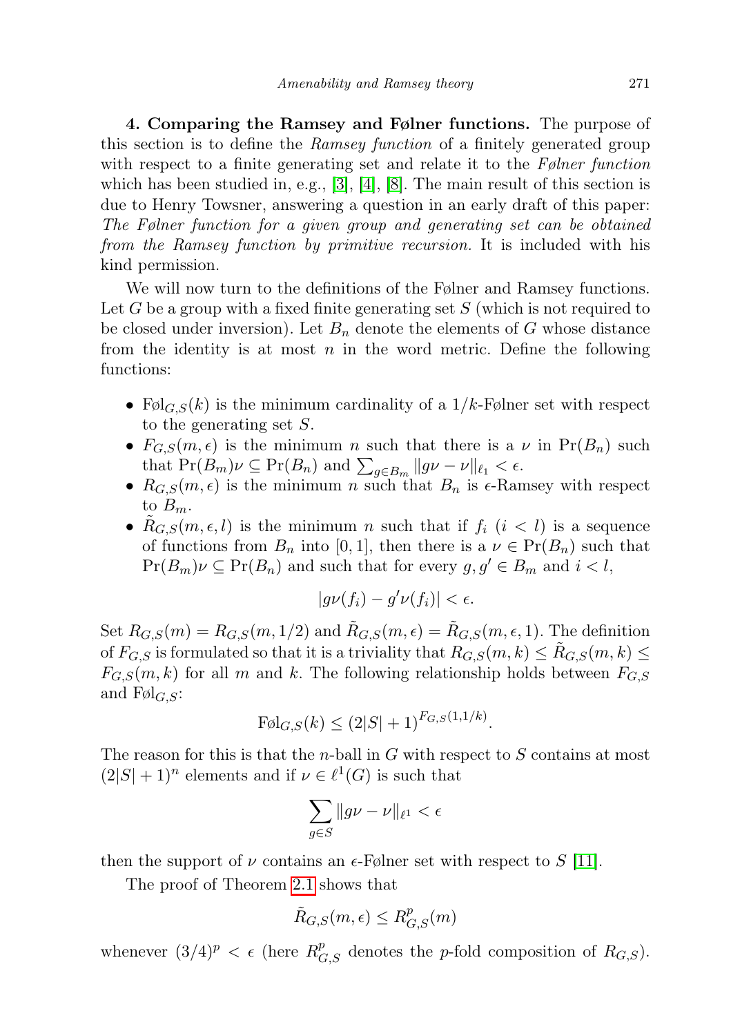**4. Comparing the Ramsey and Følner functions.** The purpose of this section is to define the *Ramsey function* of a finitely generated group with respect to a finite generating set and relate it to the *Følner function* which has been studied in, e.g., [3], [4], [8]. The main result of this section is due to Henry Towsner, answering a question in an early draft of this paper: *The Følner function for a given group and generating set can be obtained from the Ramsey function by primitive recursion.* It is included with his kind permission.

We will now turn to the definitions of the Følner and Ramsey functions. Let $G$ be a group with a fixed finite generating set $S$ (which is not required to be closed under inversion). Let $B_n$ denote the elements of $G$ whose distance from the identity is at most $n$ in the word metric. Define the following functions:

- $\text{Føl}_{G,S}(k)$ is the minimum cardinality of a $1/k$-Følner set with respect to the generating set $S$.
- $F_{G,S}(m, \epsilon)$ is the minimum $n$ such that there is a $\nu$ in $\Pr(B_n)$ such that $\Pr(B_m)\nu \subseteq \Pr(B_n)$ and $\sum_{g \in B_m} \|g\nu - \nu\|_{\ell_1} < \epsilon$.
- $R_{G,S}(m, \epsilon)$ is the minimum $n$ such that $B_n$ is $\epsilon$-Ramsey with respect to $B_m$.
- $\tilde{R}_{G,S}(m, \epsilon, l)$ is the minimum $n$ such that if $f_i$ $(i < l)$ is a sequence of functions from $B_n$ into $[0, 1]$, then there is a $\nu \in \Pr(B_n)$ such that $\Pr(B_m)\nu \subseteq \Pr(B_n)$ and such that for every $g, g' \in B_m$ and $i < l$,

$$|g\nu(f_i) - g'\nu(f_i)| < \epsilon.$$

Set $R_{G,S}(m) = R_{G,S}(m, 1/2)$ and $\tilde{R}_{G,S}(m, \epsilon) = \tilde{R}_{G,S}(m, \epsilon, 1)$. The definition of $F_{G,S}$ is formulated so that it is a triviality that $R_{G,S}(m, k) \leq \tilde{R}_{G,S}(m, k) \leq F_{G,S}(m, k)$ for all $m$ and $k$. The following relationship holds between $F_{G,S}$ and $\text{Føl}_{G,S}$:

$$\text{Føl}_{G,S}(k) \leq (2|S| + 1)^{F_{G,S}(1,1/k)}.$$

The reason for this is that the $n$-ball in $G$ with respect to $S$ contains at most $(2|S| + 1)^n$ elements and if $\nu \in \ell^1(G)$ is such that

$$\sum_{g \in S} \|g\nu - \nu\|_{\ell^1} < \epsilon$$

then the support of $\nu$ contains an $\epsilon$-Følner set with respect to $S$ [11].

The proof of Theorem 2.1 shows that

$$\tilde{R}_{G,S}(m, \epsilon) \leq R^p_{G,S}(m)$$

whenever $(3/4)^p < \epsilon$ (here $R^p_{G,S}$ denotes the $p$-fold composition of $R_{G,S}$).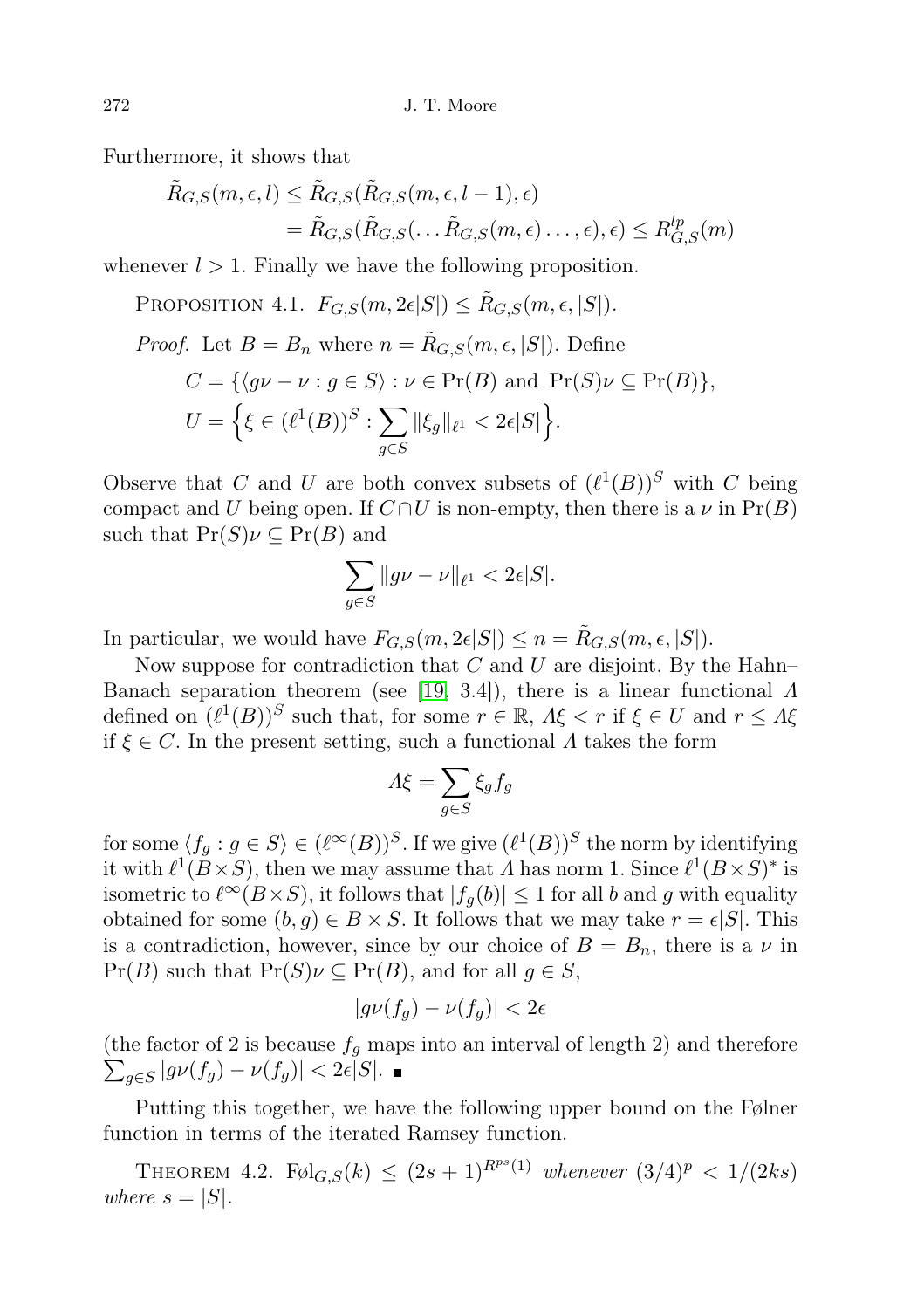Furthermore, it shows that

$$\tilde{R}_{G,S}(m,\epsilon,l) \le \tilde{R}_{G,S}(\tilde{R}_{G,S}(m,\epsilon,l-1),\epsilon)$$
$$= \tilde{R}_{G,S}(\tilde{R}_{G,S}(\dots\tilde{R}_{G,S}(m,\epsilon)\dots,\epsilon),\epsilon) \le R^{lp}_{G,S}(m)$$

whenever $l > 1$. Finally we have the following proposition.

Proposition 4.1. $F_{G,S}(m, 2\epsilon|S|) \le \tilde{R}_{G,S}(m,\epsilon,|S|)$.

*Proof.* Let $B = B_n$ where $n = \tilde{R}_{G,S}(m,\epsilon,|S|)$. Define

$$C = \{\langle g\nu - \nu : g \in S\rangle : \nu \in \Pr(B) \text{ and } \Pr(S)\nu \subseteq \Pr(B)\},$$
$$U = \Big\{\xi \in (\ell^1(B))^S : \sum_{g\in S} \|\xi_g\|_{\ell^1} < 2\epsilon|S|\Big\}.$$

Observe that $C$ and $U$ are both convex subsets of $(\ell^1(B))^S$ with $C$ being compact and $U$ being open. If $C \cap U$ is non-empty, then there is a $\nu$ in $\Pr(B)$ such that $\Pr(S)\nu \subseteq \Pr(B)$ and

$$\sum_{g\in S} \|g\nu - \nu\|_{\ell^1} < 2\epsilon|S|.$$

In particular, we would have $F_{G,S}(m, 2\epsilon|S|) \le n = \tilde{R}_{G,S}(m,\epsilon,|S|)$.

Now suppose for contradiction that $C$ and $U$ are disjoint. By the Hahn–Banach separation theorem (see [19, 3.4]), there is a linear functional $\Lambda$ defined on $(\ell^1(B))^S$ such that, for some $r \in \mathbb{R}$, $\Lambda\xi < r$ if $\xi \in U$ and $r \le \Lambda\xi$ if $\xi \in C$. In the present setting, such a functional $\Lambda$ takes the form

$$\Lambda\xi = \sum_{g\in S} \xi_g f_g$$

for some $\langle f_g : g \in S\rangle \in (\ell^\infty(B))^S$. If we give $(\ell^1(B))^S$ the norm by identifying it with $\ell^1(B\times S)$, then we may assume that $\Lambda$ has norm 1. Since $\ell^1(B\times S)^*$ is isometric to $\ell^\infty(B\times S)$, it follows that $|f_g(b)| \le 1$ for all $b$ and $g$ with equality obtained for some $(b,g) \in B\times S$. It follows that we may take $r = \epsilon|S|$. This is a contradiction, however, since by our choice of $B = B_n$, there is a $\nu$ in $\Pr(B)$ such that $\Pr(S)\nu \subseteq \Pr(B)$, and for all $g \in S$,

$$|g\nu(f_g) - \nu(f_g)| < 2\epsilon$$

(the factor of 2 is because $f_g$ maps into an interval of length 2) and therefore $\sum_{g\in S} |g\nu(f_g) - \nu(f_g)| < 2\epsilon|S|$. ∎

Putting this together, we have the following upper bound on the Følner function in terms of the iterated Ramsey function.

Theorem 4.2. $\mathrm{Føl}_{G,S}(k) \le (2s+1)^{R^{ps}(1)}$ *whenever* $(3/4)^p < 1/(2ks)$ *where* $s = |S|$.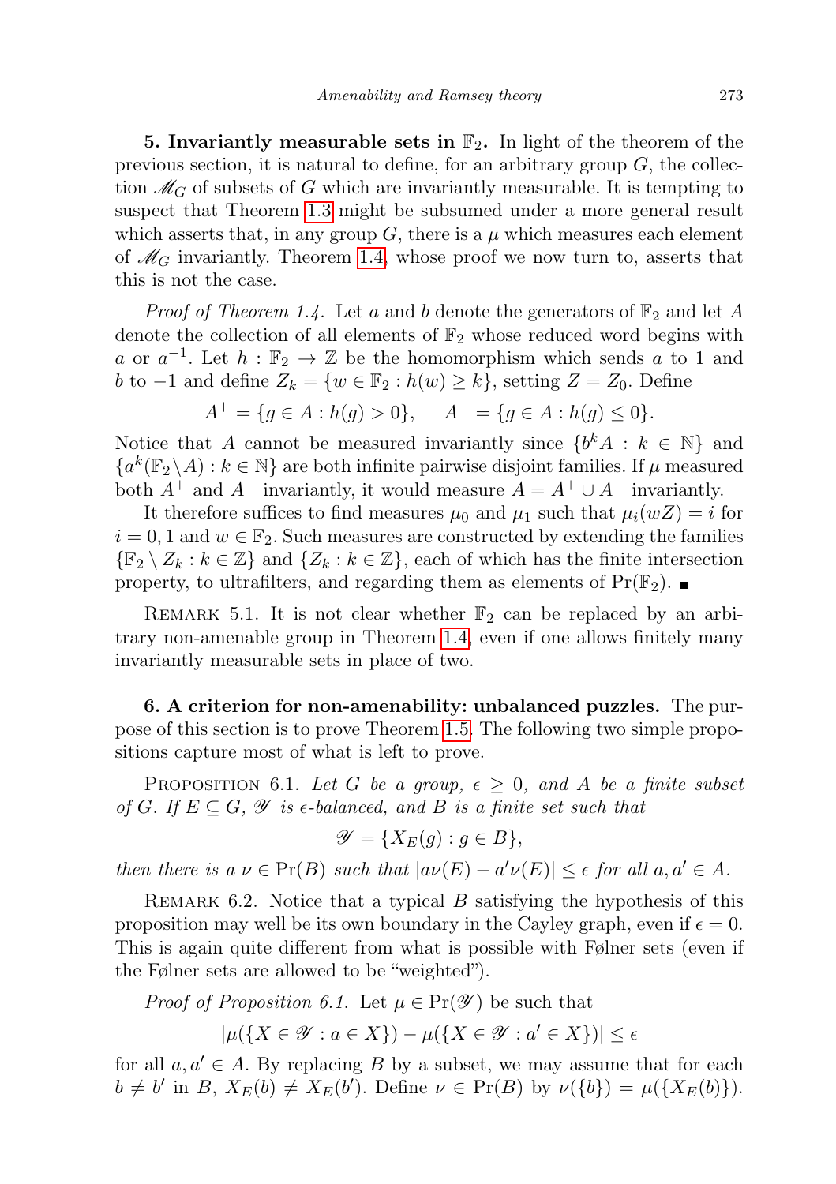**5. Invariantly measurable sets in $\mathbb{F}_2$.** In light of the theorem of the previous section, it is natural to define, for an arbitrary group $G$, the collection $\mathscr{M}_G$ of subsets of $G$ which are invariantly measurable. It is tempting to suspect that Theorem 1.3 might be subsumed under a more general result which asserts that, in any group $G$, there is a $\mu$ which measures each element of $\mathscr{M}_G$ invariantly. Theorem 1.4, whose proof we now turn to, asserts that this is not the case.

*Proof of Theorem 1.4.* Let $a$ and $b$ denote the generators of $\mathbb{F}_2$ and let $A$ denote the collection of all elements of $\mathbb{F}_2$ whose reduced word begins with $a$ or $a^{-1}$. Let $h : \mathbb{F}_2 \to \mathbb{Z}$ be the homomorphism which sends $a$ to 1 and $b$ to $-1$ and define $Z_k = \{w \in \mathbb{F}_2 : h(w) \geq k\}$, setting $Z = Z_0$. Define

$$A^+ = \{g \in A : h(g) > 0\}, \quad A^- = \{g \in A : h(g) \leq 0\}.$$

Notice that $A$ cannot be measured invariantly since $\{b^k A : k \in \mathbb{N}\}$ and $\{a^k(\mathbb{F}_2 \setminus A) : k \in \mathbb{N}\}$ are both infinite pairwise disjoint families. If $\mu$ measured both $A^+$ and $A^-$ invariantly, it would measure $A = A^+ \cup A^-$ invariantly.

It therefore suffices to find measures $\mu_0$ and $\mu_1$ such that $\mu_i(wZ) = i$ for $i = 0, 1$ and $w \in \mathbb{F}_2$. Such measures are constructed by extending the families $\{\mathbb{F}_2 \setminus Z_k : k \in \mathbb{Z}\}$ and $\{Z_k : k \in \mathbb{Z}\}$, each of which has the finite intersection property, to ultrafilters, and regarding them as elements of $\Pr(\mathbb{F}_2)$. ∎

Remark 5.1. It is not clear whether $\mathbb{F}_2$ can be replaced by an arbitrary non-amenable group in Theorem 1.4, even if one allows finitely many invariantly measurable sets in place of two.

**6. A criterion for non-amenability: unbalanced puzzles.** The purpose of this section is to prove Theorem 1.5. The following two simple propositions capture most of what is left to prove.

Proposition 6.1. *Let $G$ be a group, $\epsilon \geq 0$, and $A$ be a finite subset of $G$. If $E \subseteq G$, $\mathscr{Y}$ is $\epsilon$-balanced, and $B$ is a finite set such that*

$$\mathscr{Y} = \{X_E(g) : g \in B\},$$

*then there is a $\nu \in \Pr(B)$ such that $|a\nu(E) - a'\nu(E)| \leq \epsilon$ for all $a, a' \in A$.*

Remark 6.2. Notice that a typical $B$ satisfying the hypothesis of this proposition may well be its own boundary in the Cayley graph, even if $\epsilon = 0$. This is again quite different from what is possible with Følner sets (even if the Følner sets are allowed to be "weighted").

*Proof of Proposition 6.1.* Let $\mu \in \Pr(\mathscr{Y})$ be such that

$$|\mu(\{X \in \mathscr{Y} : a \in X\}) - \mu(\{X \in \mathscr{Y} : a' \in X\})| \leq \epsilon$$

for all $a, a' \in A$. By replacing $B$ by a subset, we may assume that for each $b \neq b'$ in $B$, $X_E(b) \neq X_E(b')$. Define $\nu \in \Pr(B)$ by $\nu(\{b\}) = \mu(\{X_E(b)\})$.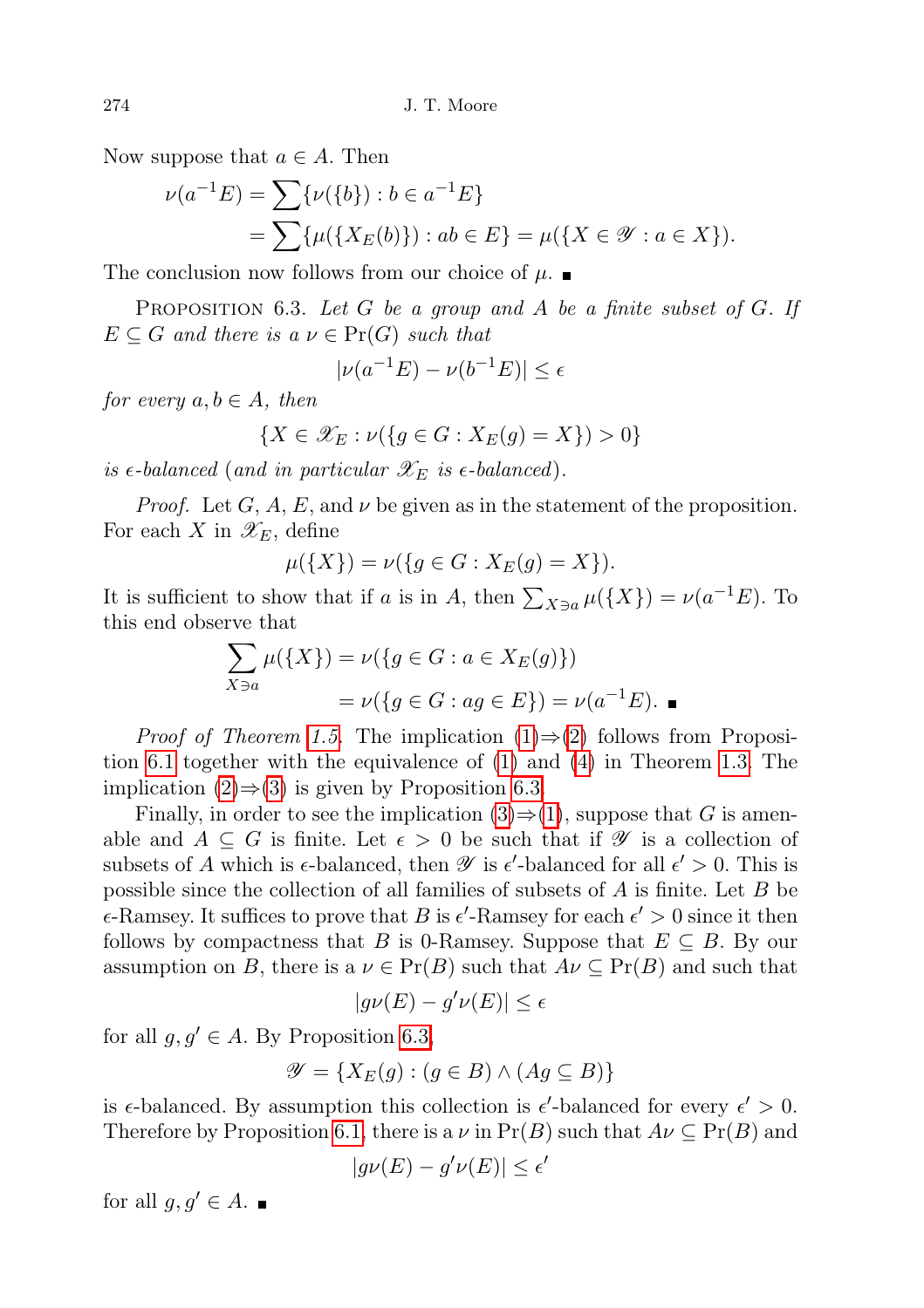Now suppose that $a \in A$. Then

$$\nu(a^{-1}E) = \sum\{\nu(\{b\}) : b \in a^{-1}E\}$$
$$= \sum\{\mu(\{X_E(b)\}) : ab \in E\} = \mu(\{X \in \mathscr{Y} : a \in X\}).$$

The conclusion now follows from our choice of $\mu$. ■

PROPOSITION 6.3. *Let $G$ be a group and $A$ be a finite subset of $G$. If $E \subseteq G$ and there is a $\nu \in \Pr(G)$ such that*

$$|\nu(a^{-1}E) - \nu(b^{-1}E)| \le \epsilon$$

*for every $a, b \in A$, then*

$$\{X \in \mathscr{X}_E : \nu(\{g \in G : X_E(g) = X\}) > 0\}$$

*is $\epsilon$-balanced (and in particular $\mathscr{X}_E$ is $\epsilon$-balanced).*

*Proof.* Let $G$, $A$, $E$, and $\nu$ be given as in the statement of the proposition. For each $X$ in $\mathscr{X}_E$, define

$$\mu(\{X\}) = \nu(\{g \in G : X_E(g) = X\}).$$

It is sufficient to show that if $a$ is in $A$, then $\sum_{X \ni a} \mu(\{X\}) = \nu(a^{-1}E)$. To this end observe that

$$\sum_{X \ni a} \mu(\{X\}) = \nu(\{g \in G : a \in X_E(g)\})$$
$$= \nu(\{g \in G : ag \in E\}) = \nu(a^{-1}E). \quad ■$$

*Proof of Theorem 1.5.* The implication (1)⇒(2) follows from Proposition 6.1 together with the equivalence of (1) and (4) in Theorem 1.3. The implication (2)⇒(3) is given by Proposition 6.3.

Finally, in order to see the implication (3)⇒(1), suppose that $G$ is amenable and $A \subseteq G$ is finite. Let $\epsilon > 0$ be such that if $\mathscr{Y}$ is a collection of subsets of $A$ which is $\epsilon$-balanced, then $\mathscr{Y}$ is $\epsilon'$-balanced for all $\epsilon' > 0$. This is possible since the collection of all families of subsets of $A$ is finite. Let $B$ be $\epsilon$-Ramsey. It suffices to prove that $B$ is $\epsilon'$-Ramsey for each $\epsilon' > 0$ since it then follows by compactness that $B$ is 0-Ramsey. Suppose that $E \subseteq B$. By our assumption on $B$, there is a $\nu \in \Pr(B)$ such that $A\nu \subseteq \Pr(B)$ and such that

$$|g\nu(E) - g'\nu(E)| \le \epsilon$$

for all $g, g' \in A$. By Proposition 6.3,

$$\mathscr{Y} = \{X_E(g) : (g \in B) \wedge (Ag \subseteq B)\}$$

is $\epsilon$-balanced. By assumption this collection is $\epsilon'$-balanced for every $\epsilon' > 0$. Therefore by Proposition 6.1, there is a $\nu$ in $\Pr(B)$ such that $A\nu \subseteq \Pr(B)$ and

$$|g\nu(E) - g'\nu(E)| \le \epsilon'$$

for all $g, g' \in A$. ■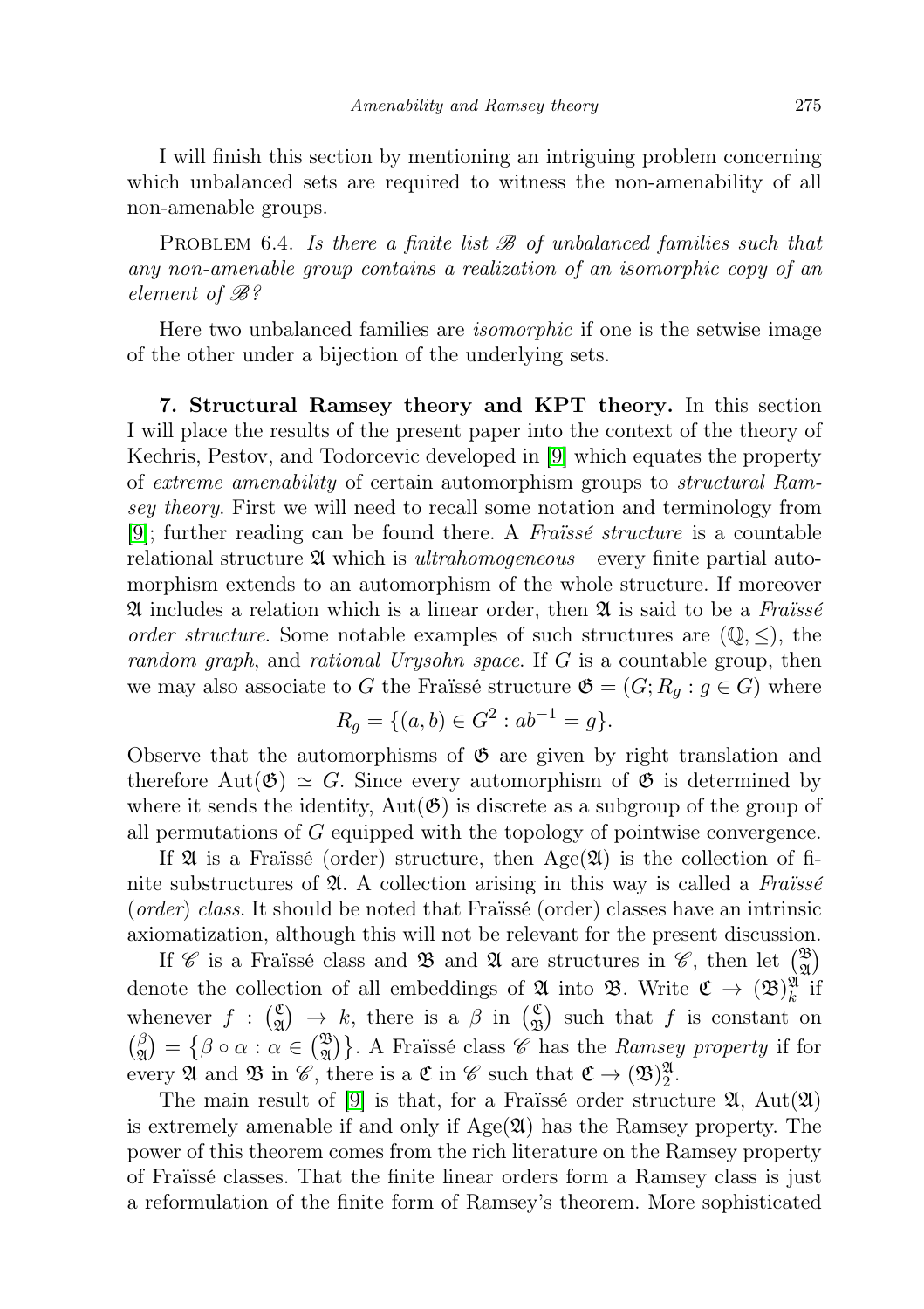I will finish this section by mentioning an intriguing problem concerning which unbalanced sets are required to witness the non-amenability of all non-amenable groups.

Problem 6.4. *Is there a finite list $\mathscr{B}$ of unbalanced families such that any non-amenable group contains a realization of an isomorphic copy of an element of $\mathscr{B}$?*

Here two unbalanced families are *isomorphic* if one is the setwise image of the other under a bijection of the underlying sets.

**7. Structural Ramsey theory and KPT theory.** In this section I will place the results of the present paper into the context of the theory of Kechris, Pestov, and Todorcevic developed in [9] which equates the property of *extreme amenability* of certain automorphism groups to *structural Ramsey theory*. First we will need to recall some notation and terminology from [9]; further reading can be found there. A *Fraïssé structure* is a countable relational structure $\mathfrak{A}$ which is *ultrahomogeneous*—every finite partial automorphism extends to an automorphism of the whole structure. If moreover $\mathfrak{A}$ includes a relation which is a linear order, then $\mathfrak{A}$ is said to be a *Fraïssé order structure*. Some notable examples of such structures are $(\mathbb{Q}, \leq)$, the *random graph*, and *rational Urysohn space*. If $G$ is a countable group, then we may also associate to $G$ the Fraïssé structure $\mathfrak{G} = (G; R_g : g \in G)$ where

$$R_g = \{(a, b) \in G^2 : ab^{-1} = g\}.$$

Observe that the automorphisms of $\mathfrak{G}$ are given by right translation and therefore $\mathrm{Aut}(\mathfrak{G}) \simeq G$. Since every automorphism of $\mathfrak{G}$ is determined by where it sends the identity, $\mathrm{Aut}(\mathfrak{G})$ is discrete as a subgroup of the group of all permutations of $G$ equipped with the topology of pointwise convergence.

If $\mathfrak{A}$ is a Fraïssé (order) structure, then $\mathrm{Age}(\mathfrak{A})$ is the collection of finite substructures of $\mathfrak{A}$. A collection arising in this way is called a *Fraïssé* (*order*) *class*. It should be noted that Fraïssé (order) classes have an intrinsic axiomatization, although this will not be relevant for the present discussion.

If $\mathscr{C}$ is a Fraïssé class and $\mathfrak{B}$ and $\mathfrak{A}$ are structures in $\mathscr{C}$, then let $\binom{\mathfrak{B}}{\mathfrak{A}}$ denote the collection of all embeddings of $\mathfrak{A}$ into $\mathfrak{B}$. Write $\mathfrak{C} \to (\mathfrak{B})^{\mathfrak{A}}_k$ if whenever $f : \binom{\mathfrak{C}}{\mathfrak{A}} \to k$, there is a $\beta$ in $\binom{\mathfrak{C}}{\mathfrak{B}}$ such that $f$ is constant on $\binom{\beta}{\mathfrak{A}} = \{\beta \circ \alpha : \alpha \in \binom{\mathfrak{B}}{\mathfrak{A}}\}$. A Fraïssé class $\mathscr{C}$ has the *Ramsey property* if for every $\mathfrak{A}$ and $\mathfrak{B}$ in $\mathscr{C}$, there is a $\mathfrak{C}$ in $\mathscr{C}$ such that $\mathfrak{C} \to (\mathfrak{B})^{\mathfrak{A}}_2$.

The main result of [9] is that, for a Fraïssé order structure $\mathfrak{A}$, $\mathrm{Aut}(\mathfrak{A})$ is extremely amenable if and only if $\mathrm{Age}(\mathfrak{A})$ has the Ramsey property. The power of this theorem comes from the rich literature on the Ramsey property of Fraïssé classes. That the finite linear orders form a Ramsey class is just a reformulation of the finite form of Ramsey's theorem. More sophisticated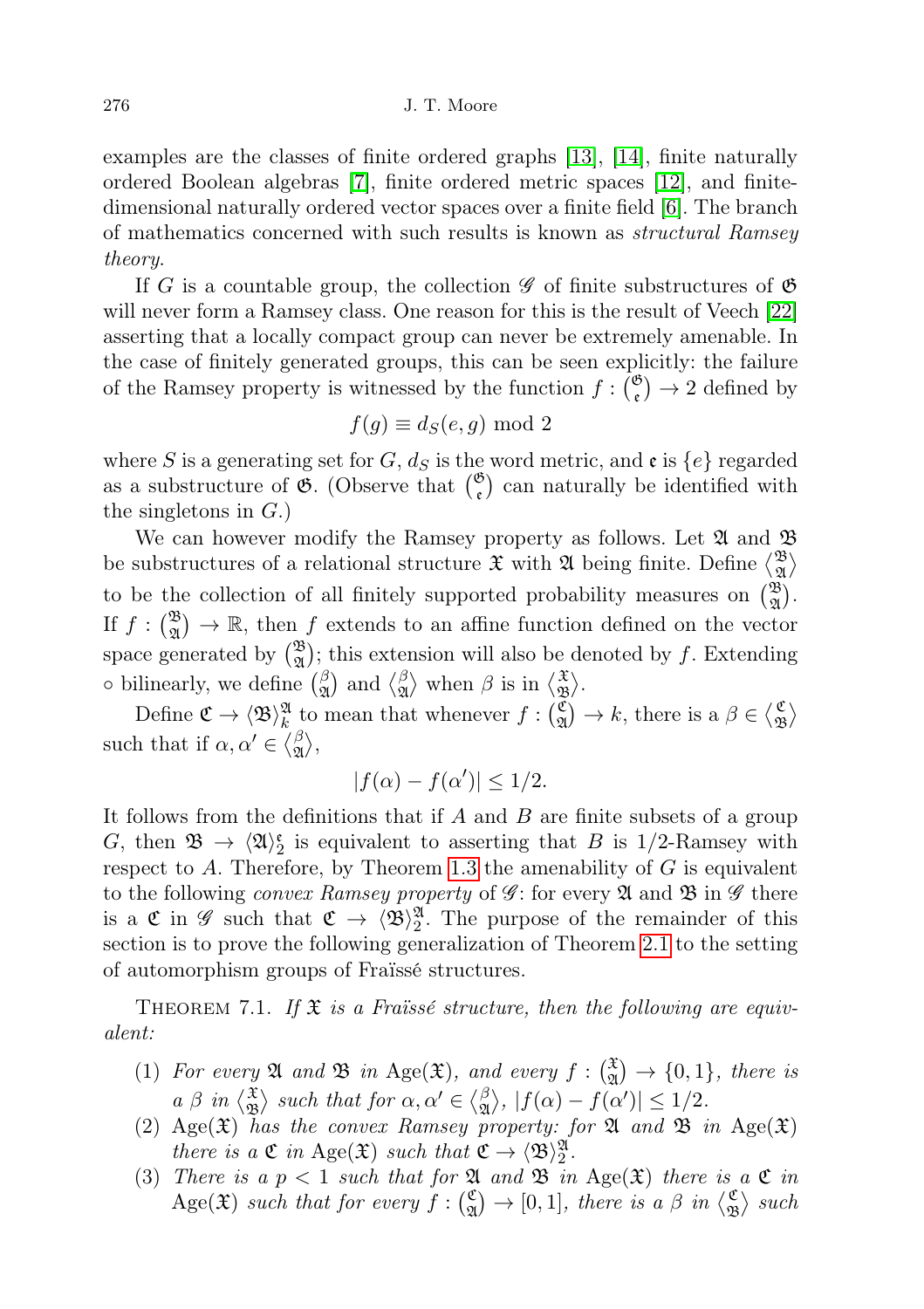examples are the classes of finite ordered graphs [13], [14], finite naturally ordered Boolean algebras [7], finite ordered metric spaces [12], and finite-dimensional naturally ordered vector spaces over a finite field [6]. The branch of mathematics concerned with such results is known as *structural Ramsey theory*.

If $G$ is a countable group, the collection $\mathscr{G}$ of finite substructures of $\mathfrak{G}$ will never form a Ramsey class. One reason for this is the result of Veech [22] asserting that a locally compact group can never be extremely amenable. In the case of finitely generated groups, this can be seen explicitly: the failure of the Ramsey property is witnessed by the function $f : \binom{\mathfrak{G}}{\mathfrak{e}} \to 2$ defined by

$$f(g) \equiv d_S(e, g) \bmod 2$$

where $S$ is a generating set for $G$, $d_S$ is the word metric, and $\mathfrak{e}$ is $\{e\}$ regarded as a substructure of $\mathfrak{G}$. (Observe that $\binom{\mathfrak{G}}{\mathfrak{e}}$ can naturally be identified with the singletons in $G$.)

We can however modify the Ramsey property as follows. Let $\mathfrak{A}$ and $\mathfrak{B}$ be substructures of a relational structure $\mathfrak{X}$ with $\mathfrak{A}$ being finite. Define $\left\langle \substack{\mathfrak{B} \\ \mathfrak{A}} \right\rangle$ to be the collection of all finitely supported probability measures on $\binom{\mathfrak{B}}{\mathfrak{A}}$. If $f : \binom{\mathfrak{B}}{\mathfrak{A}} \to \mathbb{R}$, then $f$ extends to an affine function defined on the vector space generated by $\binom{\mathfrak{B}}{\mathfrak{A}}$; this extension will also be denoted by $f$. Extending $\circ$ bilinearly, we define $\binom{\beta}{\mathfrak{A}}$ and $\left\langle \substack{\beta \\ \mathfrak{A}} \right\rangle$ when $\beta$ is in $\left\langle \substack{\mathfrak{X} \\ \mathfrak{B}} \right\rangle$.

Define $\mathfrak{C} \to \langle \mathfrak{B} \rangle^{\mathfrak{A}}_k$ to mean that whenever $f : \binom{\mathfrak{C}}{\mathfrak{A}} \to k$, there is a $\beta \in \left\langle \substack{\mathfrak{C} \\ \mathfrak{B}} \right\rangle$ such that if $\alpha, \alpha' \in \left\langle \substack{\beta \\ \mathfrak{A}} \right\rangle$,

$$|f(\alpha) - f(\alpha')| \leq 1/2.$$

It follows from the definitions that if $A$ and $B$ are finite subsets of a group $G$, then $\mathfrak{B} \to \langle \mathfrak{A} \rangle^{\mathfrak{e}}_2$ is equivalent to asserting that $B$ is 1/2-Ramsey with respect to $A$. Therefore, by Theorem 1.3 the amenability of $G$ is equivalent to the following *convex Ramsey property* of $\mathscr{G}$: for every $\mathfrak{A}$ and $\mathfrak{B}$ in $\mathscr{G}$ there is a $\mathfrak{C}$ in $\mathscr{G}$ such that $\mathfrak{C} \to \langle \mathfrak{B} \rangle^{\mathfrak{A}}_2$. The purpose of the remainder of this section is to prove the following generalization of Theorem 2.1 to the setting of automorphism groups of Fraïssé structures.

THEOREM 7.1. *If $\mathfrak{X}$ is a Fraïssé structure, then the following are equivalent:*

1. *For every $\mathfrak{A}$ and $\mathfrak{B}$ in $\mathrm{Age}(\mathfrak{X})$, and every $f : \binom{\mathfrak{X}}{\mathfrak{A}} \to \{0, 1\}$, there is a $\beta$ in $\left\langle \substack{\mathfrak{X} \\ \mathfrak{B}} \right\rangle$ such that for $\alpha, \alpha' \in \left\langle \substack{\beta \\ \mathfrak{A}} \right\rangle$, $|f(\alpha) - f(\alpha')| \leq 1/2$.*
2. *$\mathrm{Age}(\mathfrak{X})$ has the convex Ramsey property: for $\mathfrak{A}$ and $\mathfrak{B}$ in $\mathrm{Age}(\mathfrak{X})$ there is a $\mathfrak{C}$ in $\mathrm{Age}(\mathfrak{X})$ such that $\mathfrak{C} \to \langle \mathfrak{B} \rangle^{\mathfrak{A}}_2$.*
3. *There is a $p < 1$ such that for $\mathfrak{A}$ and $\mathfrak{B}$ in $\mathrm{Age}(\mathfrak{X})$ there is a $\mathfrak{C}$ in $\mathrm{Age}(\mathfrak{X})$ such that for every $f : \binom{\mathfrak{C}}{\mathfrak{A}} \to [0, 1]$, there is a $\beta$ in $\left\langle \substack{\mathfrak{C} \\ \mathfrak{B}} \right\rangle$ such*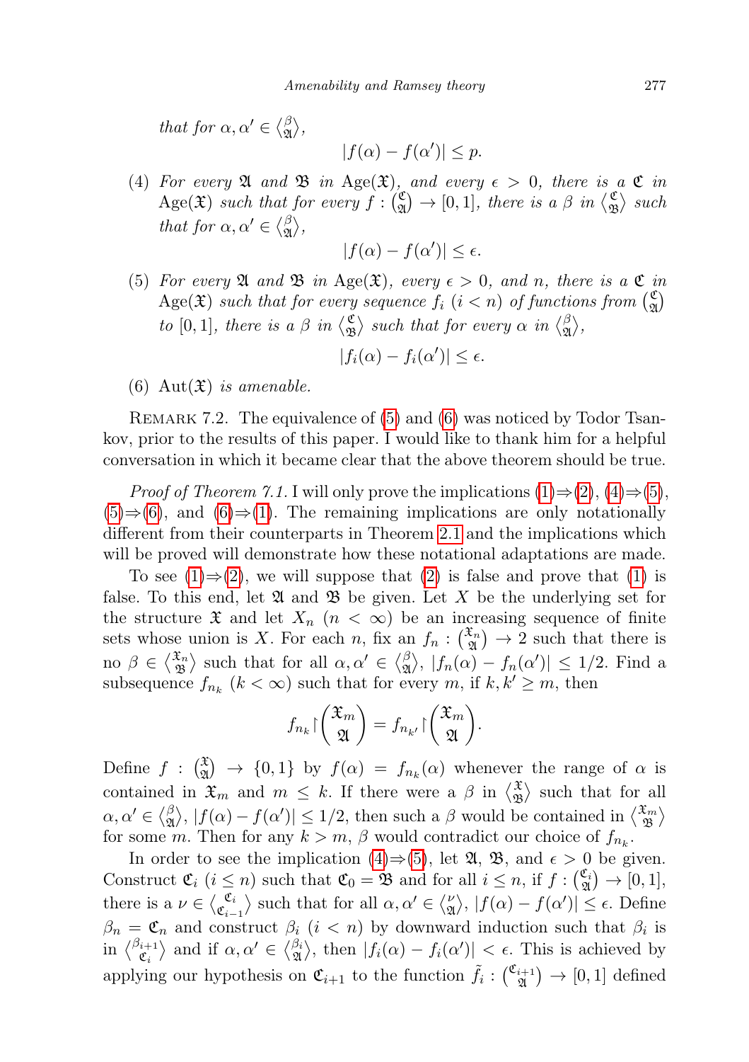*that for* $\alpha, \alpha' \in \binom{\beta}{\mathfrak{A}}$,

$$|f(\alpha) - f(\alpha')| \leq p.$$

(4) *For every* $\mathfrak{A}$ *and* $\mathfrak{B}$ *in* $\mathrm{Age}(\mathfrak{X})$, *and every* $\epsilon > 0$, *there is a* $\mathfrak{C}$ *in* $\mathrm{Age}(\mathfrak{X})$ *such that for every* $f : \binom{\mathfrak{C}}{\mathfrak{A}} \to [0,1]$, *there is a* $\beta$ *in* $\binom{\mathfrak{C}}{\mathfrak{B}}$ *such that for* $\alpha, \alpha' \in \binom{\beta}{\mathfrak{A}}$,

$$|f(\alpha) - f(\alpha')| \leq \epsilon.$$

(5) *For every* $\mathfrak{A}$ *and* $\mathfrak{B}$ *in* $\mathrm{Age}(\mathfrak{X})$, *every* $\epsilon > 0$, *and* $n$, *there is a* $\mathfrak{C}$ *in* $\mathrm{Age}(\mathfrak{X})$ *such that for every sequence* $f_i$ $(i < n)$ *of functions from* $\binom{\mathfrak{C}}{\mathfrak{A}}$ *to* $[0,1]$, *there is a* $\beta$ *in* $\binom{\mathfrak{C}}{\mathfrak{B}}$ *such that for every* $\alpha$ *in* $\binom{\beta}{\mathfrak{A}}$,

$$|f_i(\alpha) - f_i(\alpha')| \leq \epsilon.$$

(6) $\mathrm{Aut}(\mathfrak{X})$ *is amenable.*

Remark 7.2. The equivalence of (5) and (6) was noticed by Todor Tsankov, prior to the results of this paper. I would like to thank him for a helpful conversation in which it became clear that the above theorem should be true.

*Proof of Theorem 7.1.* I will only prove the implications (1)⇒(2), (4)⇒(5), (5)⇒(6), and (6)⇒(1). The remaining implications are only notationally different from their counterparts in Theorem 2.1 and the implications which will be proved will demonstrate how these notational adaptations are made.

To see (1)⇒(2), we will suppose that (2) is false and prove that (1) is false. To this end, let $\mathfrak{A}$ and $\mathfrak{B}$ be given. Let $X$ be the underlying set for the structure $\mathfrak{X}$ and let $X_n$ $(n < \infty)$ be an increasing sequence of finite sets whose union is $X$. For each $n$, fix an $f_n : \binom{\mathfrak{X}_n}{\mathfrak{A}} \to 2$ such that there is no $\beta \in \binom{\mathfrak{X}_n}{\mathfrak{B}}$ such that for all $\alpha, \alpha' \in \binom{\beta}{\mathfrak{A}}$, $|f_n(\alpha) - f_n(\alpha')| \leq 1/2$. Find a subsequence $f_{n_k}$ $(k < \infty)$ such that for every $m$, if $k, k' \geq m$, then

$$f_{n_k} \restriction \binom{\mathfrak{X}_m}{\mathfrak{A}} = f_{n_{k'}} \restriction \binom{\mathfrak{X}_m}{\mathfrak{A}}.$$

Define $f : \binom{\mathfrak{X}}{\mathfrak{A}} \to \{0,1\}$ by $f(\alpha) = f_{n_k}(\alpha)$ whenever the range of $\alpha$ is contained in $\mathfrak{X}_m$ and $m \leq k$. If there were a $\beta$ in $\binom{\mathfrak{X}}{\mathfrak{B}}$ such that for all $\alpha, \alpha' \in \binom{\beta}{\mathfrak{A}}$, $|f(\alpha) - f(\alpha')| \leq 1/2$, then such a $\beta$ would be contained in $\binom{\mathfrak{X}_m}{\mathfrak{B}}$ for some $m$. Then for any $k > m$, $\beta$ would contradict our choice of $f_{n_k}$.

In order to see the implication (4)⇒(5), let $\mathfrak{A}$, $\mathfrak{B}$, and $\epsilon > 0$ be given. Construct $\mathfrak{C}_i$ $(i \leq n)$ such that $\mathfrak{C}_0 = \mathfrak{B}$ and for all $i \leq n$, if $f : \binom{\mathfrak{C}_i}{\mathfrak{A}} \to [0,1]$, there is a $\nu \in \binom{\mathfrak{C}_i}{\mathfrak{C}_{i-1}}$ such that for all $\alpha, \alpha' \in \binom{\nu}{\mathfrak{A}}$, $|f(\alpha) - f(\alpha')| \leq \epsilon$. Define $\beta_n = \mathfrak{C}_n$ and construct $\beta_i$ $(i < n)$ by downward induction such that $\beta_i$ is in $\binom{\beta_{i+1}}{\mathfrak{C}_i}$ and if $\alpha, \alpha' \in \binom{\beta_i}{\mathfrak{A}}$, then $|f_i(\alpha) - f_i(\alpha')| < \epsilon$. This is achieved by applying our hypothesis on $\mathfrak{C}_{i+1}$ to the function $\tilde{f}_i : \binom{\mathfrak{C}_{i+1}}{\mathfrak{A}} \to [0,1]$ defined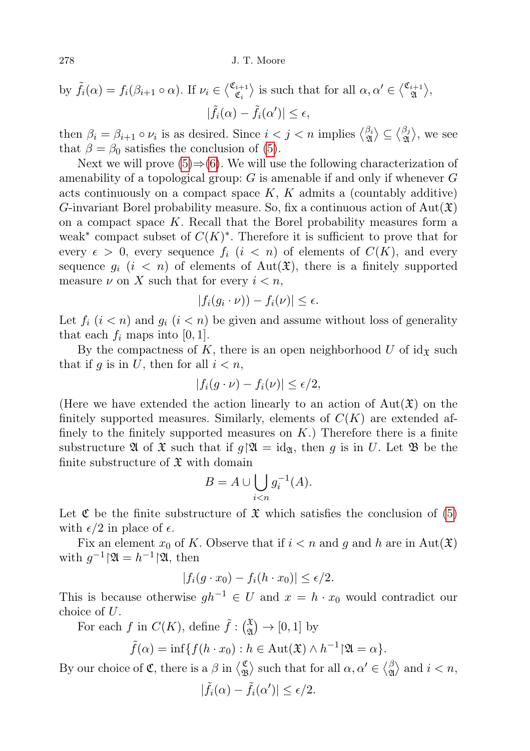by $\tilde{f}_i(\alpha) = f_i(\beta_{i+1} \circ \alpha)$. If $\nu_i \in \binom{\mathfrak{C}_{i+1}}{\mathfrak{C}_i}$ is such that for all $\alpha, \alpha' \in \binom{\mathfrak{C}_{i+1}}{\mathfrak{A}}$,

$$|\tilde{f}_i(\alpha) - \tilde{f}_i(\alpha')| \leq \epsilon,$$

then $\beta_i = \beta_{i+1} \circ \nu_i$ is as desired. Since $i < j < n$ implies $\binom{\beta_i}{\mathfrak{A}} \subseteq \binom{\beta_j}{\mathfrak{A}}$, we see that $\beta = \beta_0$ satisfies the conclusion of (5).

Next we will prove (5)⇒(6). We will use the following characterization of amenability of a topological group: $G$ is amenable if and only if whenever $G$ acts continuously on a compact space $K$, $K$ admits a (countably additive) $G$-invariant Borel probability measure. So, fix a continuous action of $\mathrm{Aut}(\mathfrak{X})$ on a compact space $K$. Recall that the Borel probability measures form a weak* compact subset of $C(K)^*$. Therefore it is sufficient to prove that for every $\epsilon > 0$, every sequence $f_i$ $(i < n)$ of elements of $C(K)$, and every sequence $g_i$ $(i < n)$ of elements of $\mathrm{Aut}(\mathfrak{X})$, there is a finitely supported measure $\nu$ on $X$ such that for every $i < n$,

$$|f_i(g_i \cdot \nu)) - f_i(\nu)| \leq \epsilon.$$

Let $f_i$ $(i < n)$ and $g_i$ $(i < n)$ be given and assume without loss of generality that each $f_i$ maps into $[0, 1]$.

By the compactness of $K$, there is an open neighborhood $U$ of $\mathrm{id}_{\mathfrak{X}}$ such that if $g$ is in $U$, then for all $i < n$,

$$|f_i(g \cdot \nu) - f_i(\nu)| \leq \epsilon/2,$$

(Here we have extended the action linearly to an action of $\mathrm{Aut}(\mathfrak{X})$ on the finitely supported measures. Similarly, elements of $C(K)$ are extended affinely to the finitely supported measures on $K$.) Therefore there is a finite substructure $\mathfrak{A}$ of $\mathfrak{X}$ such that if $g \restriction \mathfrak{A} = \mathrm{id}_{\mathfrak{A}}$, then $g$ is in $U$. Let $\mathfrak{B}$ be the finite substructure of $\mathfrak{X}$ with domain

$$B = A \cup \bigcup_{i<n} g_i^{-1}(A).$$

Let $\mathfrak{C}$ be the finite substructure of $\mathfrak{X}$ which satisfies the conclusion of (5) with $\epsilon/2$ in place of $\epsilon$.

Fix an element $x_0$ of $K$. Observe that if $i < n$ and $g$ and $h$ are in $\mathrm{Aut}(\mathfrak{X})$ with $g^{-1} \restriction \mathfrak{A} = h^{-1} \restriction \mathfrak{A}$, then

$$|f_i(g \cdot x_0) - f_i(h \cdot x_0)| \leq \epsilon/2.$$

This is because otherwise $gh^{-1} \in U$ and $x = h \cdot x_0$ would contradict our choice of $U$.

For each $f$ in $C(K)$, define $\tilde{f} : \binom{\mathfrak{X}}{\mathfrak{A}} \to [0, 1]$ by

$$\tilde{f}(\alpha) = \inf\{f(h \cdot x_0) : h \in \mathrm{Aut}(\mathfrak{X}) \wedge h^{-1} \restriction \mathfrak{A} = \alpha\}.$$

By our choice of $\mathfrak{C}$, there is a $\beta$ in $\binom{\mathfrak{C}}{\mathfrak{B}}$ such that for all $\alpha, \alpha' \in \binom{\beta}{\mathfrak{A}}$ and $i < n$,

$$|\tilde{f}_i(\alpha) - \tilde{f}_i(\alpha')| \leq \epsilon/2.$$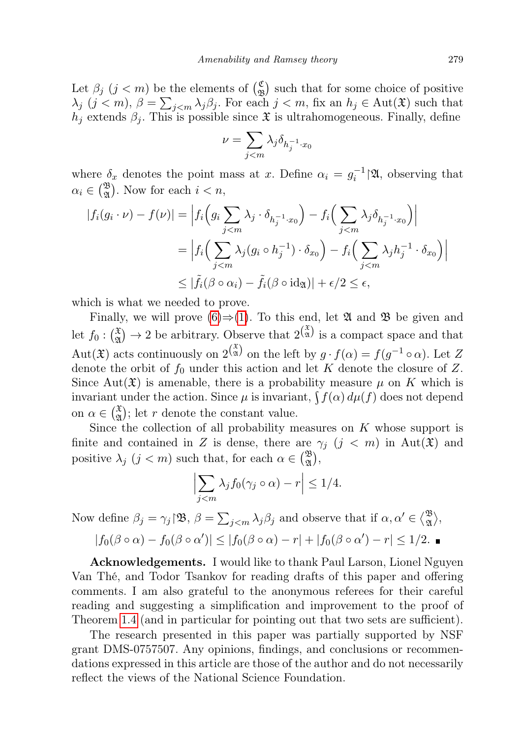Let $\beta_j$ $(j < m)$ be the elements of $\binom{\mathfrak{C}}{\mathfrak{B}}$ such that for some choice of positive $\lambda_j$ $(j < m)$, $\beta = \sum_{j<m} \lambda_j \beta_j$. For each $j < m$, fix an $h_j \in \operatorname{Aut}(\mathfrak{X})$ such that $h_j$ extends $\beta_j$. This is possible since $\mathfrak{X}$ is ultrahomogeneous. Finally, define

$$\nu = \sum_{j<m} \lambda_j \delta_{h_j^{-1} \cdot x_0}$$

where $\delta_x$ denotes the point mass at $x$. Define $\alpha_i = g_i^{-1} \restriction \mathfrak{A}$, observing that $\alpha_i \in \binom{\mathfrak{B}}{\mathfrak{A}}$. Now for each $i < n$,

$$\begin{aligned}
|f_i(g_i \cdot \nu) - f(\nu)| &= \Big| f_i\Big( g_i \sum_{j<m} \lambda_j \cdot \delta_{h_j^{-1} \cdot x_0} \Big) - f_i\Big( \sum_{j<m} \lambda_j \delta_{h_j^{-1} \cdot x_0} \Big) \Big| \\
&= \Big| f_i\Big( \sum_{j<m} \lambda_j (g_i \circ h_j^{-1}) \cdot \delta_{x_0} \Big) - f_i\Big( \sum_{j<m} \lambda_j h_j^{-1} \cdot \delta_{x_0} \Big) \Big| \\
&\le |\tilde{f}_i(\beta \circ \alpha_i) - \tilde{f}_i(\beta \circ \mathrm{id}_{\mathfrak{A}})| + \epsilon/2 \le \epsilon,
\end{aligned}$$

which is what we needed to prove.

Finally, we will prove (6)⇒(1). To this end, let $\mathfrak{A}$ and $\mathfrak{B}$ be given and let $f_0 : \binom{\mathfrak{X}}{\mathfrak{A}} \to 2$ be arbitrary. Observe that $2^{\binom{\mathfrak{X}}{\mathfrak{A}}}$ is a compact space and that $\operatorname{Aut}(\mathfrak{X})$ acts continuously on $2^{\binom{\mathfrak{X}}{\mathfrak{A}}}$ on the left by $g \cdot f(\alpha) = f(g^{-1} \circ \alpha)$. Let $Z$ denote the orbit of $f_0$ under this action and let $K$ denote the closure of $Z$. Since $\operatorname{Aut}(\mathfrak{X})$ is amenable, there is a probability measure $\mu$ on $K$ which is invariant under the action. Since $\mu$ is invariant, $\int f(\alpha)\, d\mu(f)$ does not depend on $\alpha \in \binom{\mathfrak{X}}{\mathfrak{A}}$; let $r$ denote the constant value.

Since the collection of all probability measures on $K$ whose support is finite and contained in $Z$ is dense, there are $\gamma_j$ $(j < m)$ in $\operatorname{Aut}(\mathfrak{X})$ and positive $\lambda_j$ $(j < m)$ such that, for each $\alpha \in \binom{\mathfrak{B}}{\mathfrak{A}}$,

$$\Big| \sum_{j<m} \lambda_j f_0(\gamma_j \circ \alpha) - r \Big| \le 1/4.$$

Now define $\beta_j = \gamma_j \restriction \mathfrak{B}$, $\beta = \sum_{j<m} \lambda_j \beta_j$ and observe that if $\alpha, \alpha' \in \binom{\mathfrak{B}}{\mathfrak{A}}$,

$$|f_0(\beta \circ \alpha) - f_0(\beta \circ \alpha')| \le |f_0(\beta \circ \alpha) - r| + |f_0(\beta \circ \alpha') - r| \le 1/2. \ \blacksquare$$

**Acknowledgements.** I would like to thank Paul Larson, Lionel Nguyen Van Thé, and Todor Tsankov for reading drafts of this paper and offering comments. I am also grateful to the anonymous referees for their careful reading and suggesting a simplification and improvement to the proof of Theorem 1.4 (and in particular for pointing out that two sets are sufficient).

The research presented in this paper was partially supported by NSF grant DMS-0757507. Any opinions, findings, and conclusions or recommendations expressed in this article are those of the author and do not necessarily reflect the views of the National Science Foundation.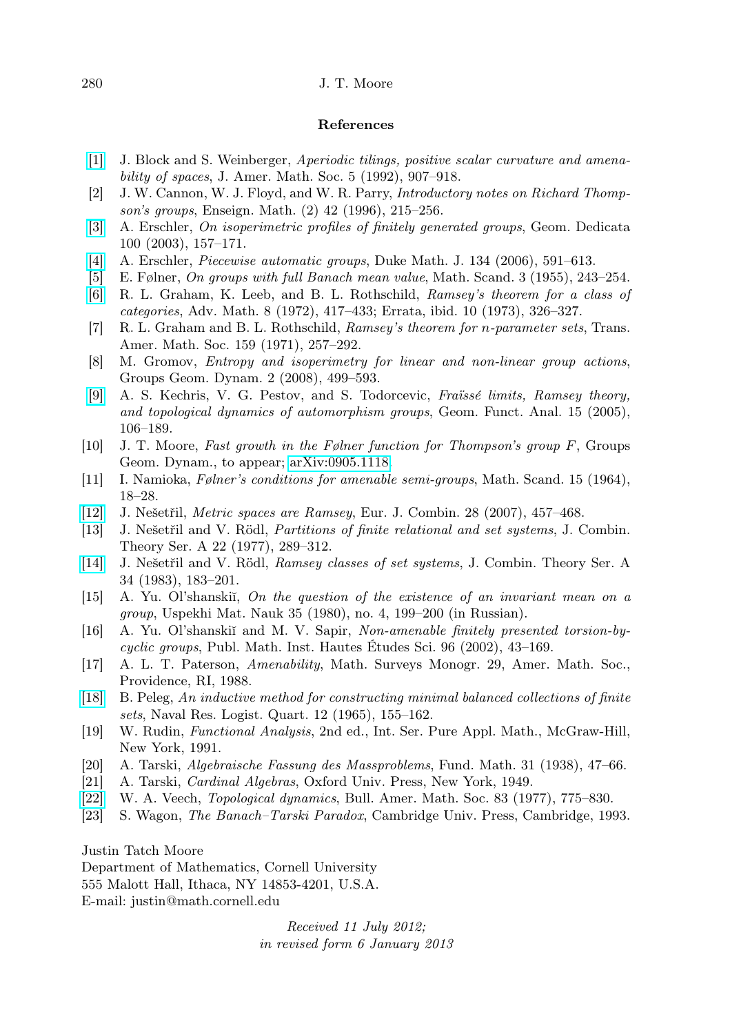## References

[1] J. Block and S. Weinberger, *Aperiodic tilings, positive scalar curvature and amenability of spaces*, J. Amer. Math. Soc. 5 (1992), 907–918.

[2] J. W. Cannon, W. J. Floyd, and W. R. Parry, *Introductory notes on Richard Thompson's groups*, Enseign. Math. (2) 42 (1996), 215–256.

[3] A. Erschler, *On isoperimetric profiles of finitely generated groups*, Geom. Dedicata 100 (2003), 157–171.

[4] A. Erschler, *Piecewise automatic groups*, Duke Math. J. 134 (2006), 591–613.

[5] E. Følner, *On groups with full Banach mean value*, Math. Scand. 3 (1955), 243–254.

[6] R. L. Graham, K. Leeb, and B. L. Rothschild, *Ramsey's theorem for a class of categories*, Adv. Math. 8 (1972), 417–433; Errata, ibid. 10 (1973), 326–327.

[7] R. L. Graham and B. L. Rothschild, *Ramsey's theorem for n-parameter sets*, Trans. Amer. Math. Soc. 159 (1971), 257–292.

[8] M. Gromov, *Entropy and isoperimetry for linear and non-linear group actions*, Groups Geom. Dynam. 2 (2008), 499–593.

[9] A. S. Kechris, V. G. Pestov, and S. Todorcevic, *Fraïssé limits, Ramsey theory, and topological dynamics of automorphism groups*, Geom. Funct. Anal. 15 (2005), 106–189.

[10] J. T. Moore, *Fast growth in the Følner function for Thompson's group $F$*, Groups Geom. Dynam., to appear; arXiv:0905.1118.

[11] I. Namioka, *Følner's conditions for amenable semi-groups*, Math. Scand. 15 (1964), 18–28.

[12] J. Nešetřil, *Metric spaces are Ramsey*, Eur. J. Combin. 28 (2007), 457–468.

[13] J. Nešetřil and V. Rödl, *Partitions of finite relational and set systems*, J. Combin. Theory Ser. A 22 (1977), 289–312.

[14] J. Nešetřil and V. Rödl, *Ramsey classes of set systems*, J. Combin. Theory Ser. A 34 (1983), 183–201.

[15] A. Yu. Ol'shanskiĭ, *On the question of the existence of an invariant mean on a group*, Uspekhi Mat. Nauk 35 (1980), no. 4, 199–200 (in Russian).

[16] A. Yu. Ol'shanskiĭ and M. V. Sapir, *Non-amenable finitely presented torsion-by-cyclic groups*, Publ. Math. Inst. Hautes Études Sci. 96 (2002), 43–169.

[17] A. L. T. Paterson, *Amenability*, Math. Surveys Monogr. 29, Amer. Math. Soc., Providence, RI, 1988.

[18] B. Peleg, *An inductive method for constructing minimal balanced collections of finite sets*, Naval Res. Logist. Quart. 12 (1965), 155–162.

[19] W. Rudin, *Functional Analysis*, 2nd ed., Int. Ser. Pure Appl. Math., McGraw-Hill, New York, 1991.

[20] A. Tarski, *Algebraische Fassung des Massproblems*, Fund. Math. 31 (1938), 47–66.

[21] A. Tarski, *Cardinal Algebras*, Oxford Univ. Press, New York, 1949.

[22] W. A. Veech, *Topological dynamics*, Bull. Amer. Math. Soc. 83 (1977), 775–830.

[23] S. Wagon, *The Banach–Tarski Paradox*, Cambridge Univ. Press, Cambridge, 1993.

Justin Tatch Moore
Department of Mathematics, Cornell University
555 Malott Hall, Ithaca, NY 14853-4201, U.S.A.
E-mail: justin@math.cornell.edu

*Received 11 July 2012;*
*in revised form 6 January 2013*